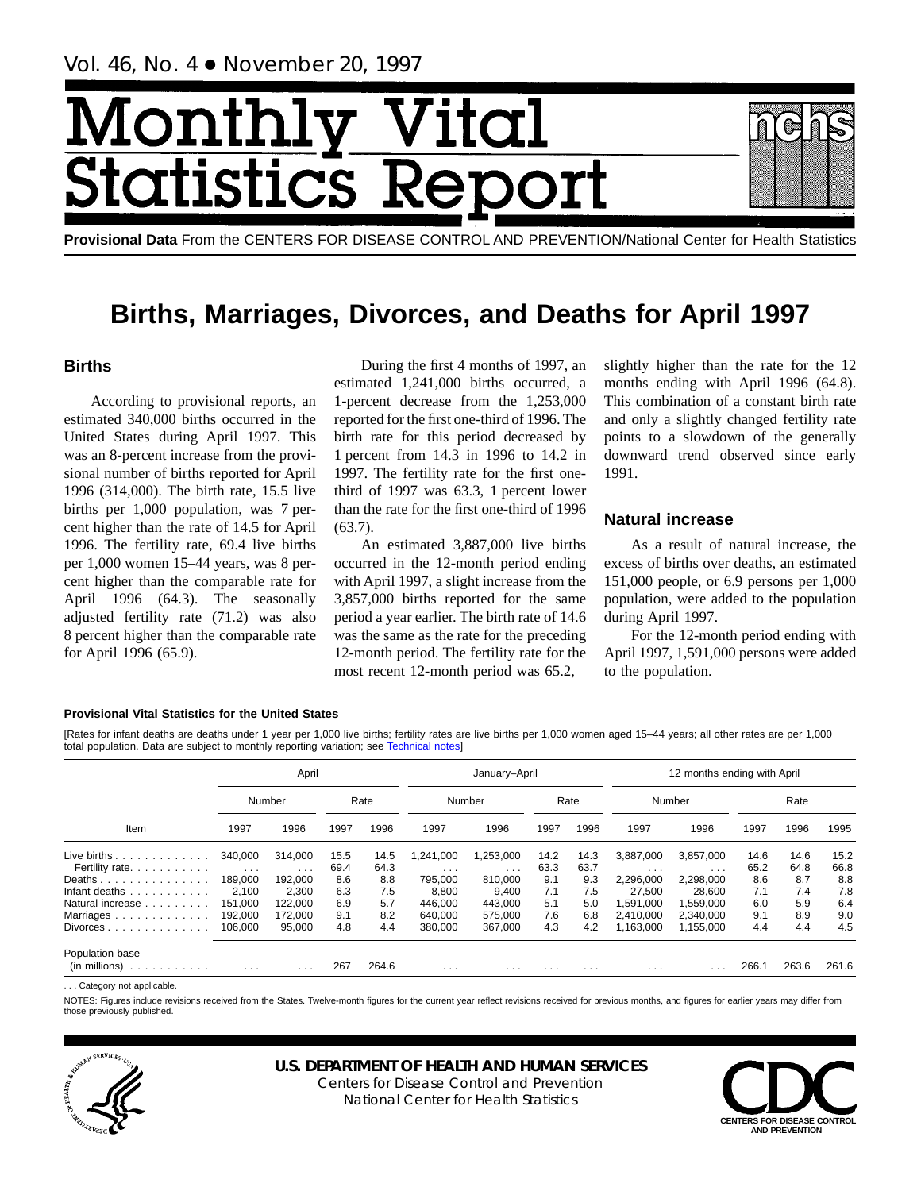Vol. 46, No. 4 • November 20, 1997

# Monthly Vital Statistics Report

**Provisional Data** From the CENTERS FOR DISEASE CONTROL AND PREVENTION/National Center for Health Statistics

# Births, Marriages, Divorces, and Deaths for April 1997

## Births

According to provisional reports, an estimated 340,000 births occurred in the United States during April 1997. This was an 8-percent increase from the provisional number of births reported for April 1996 (314,000). The birth rate, 15.5 live births per 1,000 population, was 7 percent higher than the rate of 14.5 for April 1996. The fertility rate, 69.4 live births per 1,000 women 15–44 years, was 8 percent higher than the comparable rate for April 1996 (64.3). The seasonally adjusted fertility rate (71.2) was also 8 percent higher than the comparable rate for April 1996 (65.9).

During the first 4 months of 1997, an estimated 1,241,000 births occurred, a 1-percent decrease from the 1,253,000 reported for the first one-third of 1996. The birth rate for this period decreased by 1 percent from 14.3 in 1996 to 14.2 in 1997. The fertility rate for the first one-third of 1997 was 63.3, 1 percent lower than the rate for the first one-third of 1996 (63.7).

An estimated 3,887,000 live births occurred in the 12-month period ending with April 1997, a slight increase from the 3,857,000 births reported for the same period a year earlier. The birth rate of 14.6 was the same as the rate for the preceding 12-month period. The fertility rate for the most recent 12-month period was 65.2, slightly higher than the rate for the 12 months ending with April 1996 (64.8). This combination of a constant birth rate and only a slightly changed fertility rate points to a slowdown of the generally downward trend observed since early 1991.

## Natural increase

As a result of natural increase, the excess of births over deaths, an estimated 151,000 people, or 6.9 persons per 1,000 population, were added to the population during April 1997.

For the 12-month period ending with April 1997, 1,591,000 persons were added to the population.

**Provisional Vital Statistics for the United States**

[Rates for infant deaths are deaths under 1 year per 1,000 live births; fertility rates are live births per 1,000 women aged 15–44 years; all other rates are per 1,000 total population. Data are subject to monthly reporting variation; see Technical notes]

| Item | April | | | | January–April | | | | 12 months ending with April | | | | |
|---|---|---|---|---|---|---|---|---|---|---|---|---|---|
| | Number | | Rate | | Number | | Rate | | Number | | Rate | | |
| | 1997 | 1996 | 1997 | 1996 | 1997 | 1996 | 1997 | 1996 | 1997 | 1996 | 1997 | 1996 | 1995 |
| Live births | 340,000 | 314,000 | 15.5 | 14.5 | 1,241,000 | 1,253,000 | 14.2 | 14.3 | 3,887,000 | 3,857,000 | 14.6 | 14.6 | 15.2 |
| Fertility rate | . . . | . . . | 69.4 | 64.3 | . . . | . . . | 63.3 | 63.7 | . . . | . . . | 65.2 | 64.8 | 66.8 |
| Deaths | 189,000 | 192,000 | 8.6 | 8.8 | 795,000 | 810,000 | 9.1 | 9.3 | 2,296,000 | 2,298,000 | 8.6 | 8.7 | 8.8 |
| Infant deaths | 2,100 | 2,300 | 6.3 | 7.5 | 8,800 | 9,400 | 7.1 | 7.5 | 27,500 | 28,600 | 7.1 | 7.4 | 7.8 |
| Natural increase | 151,000 | 122,000 | 6.9 | 5.7 | 446,000 | 443,000 | 5.1 | 5.0 | 1,591,000 | 1,559,000 | 6.0 | 5.9 | 6.4 |
| Marriages | 192,000 | 172,000 | 9.1 | 8.2 | 640,000 | 575,000 | 7.6 | 6.8 | 2,410,000 | 2,340,000 | 9.1 | 8.9 | 9.0 |
| Divorces | 106,000 | 95,000 | 4.8 | 4.4 | 380,000 | 367,000 | 4.3 | 4.2 | 1,163,000 | 1,155,000 | 4.4 | 4.4 | 4.5 |
| Population base (in millions) | . . . | . . . | 267 | 264.6 | . . . | . . . | . . . | . . . | . . . | . . . | 266.1 | 263.6 | 261.6 |

. . . Category not applicable.

NOTES: Figures include revisions received from the States. Twelve-month figures for the current year reflect revisions received for previous months, and figures for earlier years may differ from those previously published.

**U.S. DEPARTMENT OF HEALTH AND HUMAN SERVICES**
Centers for Disease Control and Prevention
National Center for Health Statistics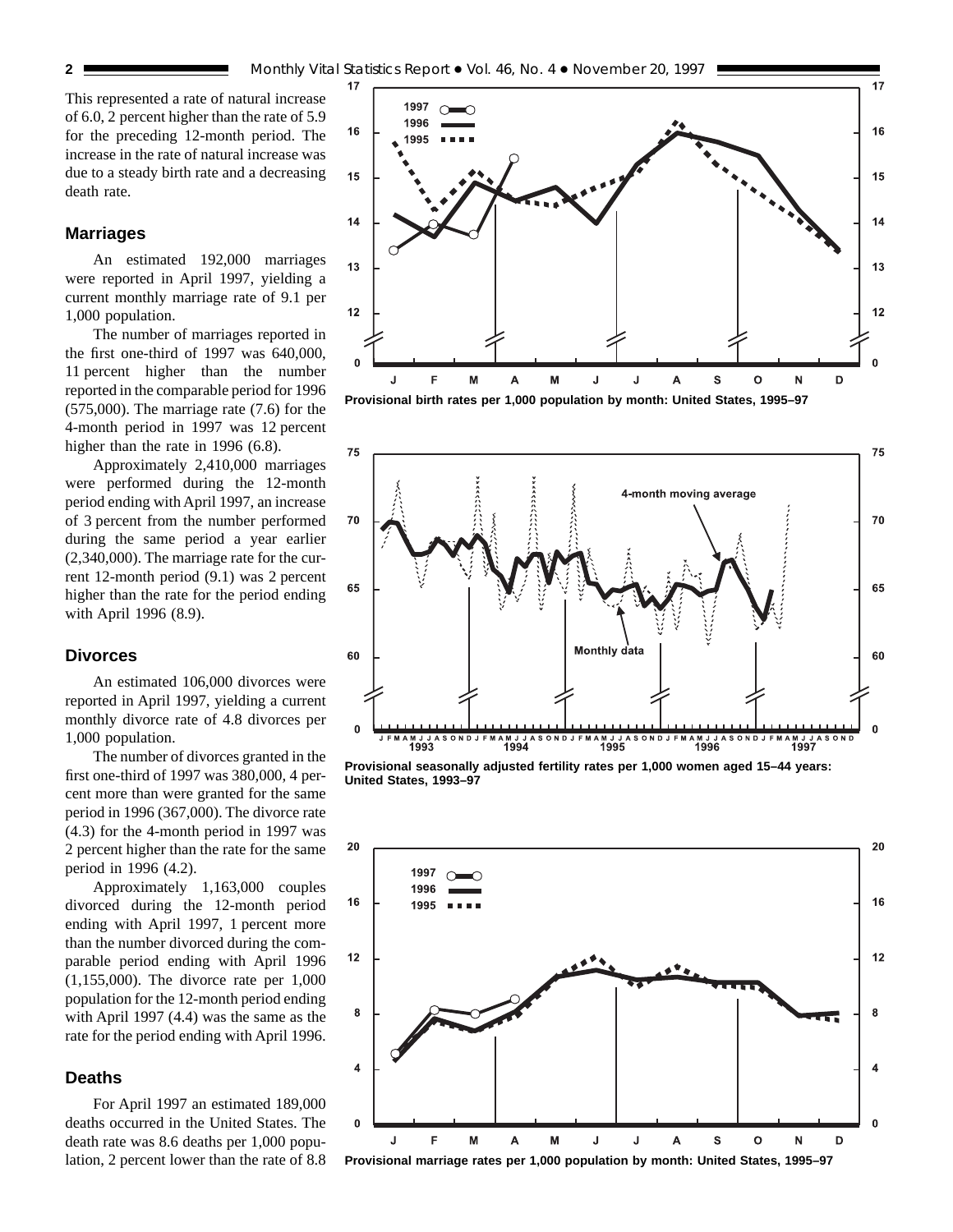This represented a rate of natural increase of 6.0, 2 percent higher than the rate of 5.9 for the preceding 12-month period. The increase in the rate of natural increase was due to a steady birth rate and a decreasing death rate.

## Marriages

An estimated 192,000 marriages were reported in April 1997, yielding a current monthly marriage rate of 9.1 per 1,000 population.

The number of marriages reported in the first one-third of 1997 was 640,000, 11 percent higher than the number reported in the comparable period for 1996 (575,000). The marriage rate (7.6) for the 4-month period in 1997 was 12 percent higher than the rate in 1996 (6.8).

Approximately 2,410,000 marriages were performed during the 12-month period ending with April 1997, an increase of 3 percent from the number performed during the same period a year earlier (2,340,000). The marriage rate for the current 12-month period (9.1) was 2 percent higher than the rate for the period ending with April 1996 (8.9).

## Divorces

An estimated 106,000 divorces were reported in April 1997, yielding a current monthly divorce rate of 4.8 divorces per 1,000 population.

The number of divorces granted in the first one-third of 1997 was 380,000, 4 percent more than were granted for the same period in 1996 (367,000). The divorce rate (4.3) for the 4-month period in 1997 was 2 percent higher than the rate for the same period in 1996 (4.2).

Approximately 1,163,000 couples divorced during the 12-month period ending with April 1997, 1 percent more than the number divorced during the comparable period ending with April 1996 (1,155,000). The divorce rate per 1,000 population for the 12-month period ending with April 1997 (4.4) was the same as the rate for the period ending with April 1996.

## Deaths

For April 1997 an estimated 189,000 deaths occurred in the United States. The death rate was 8.6 deaths per 1,000 population, 2 percent lower than the rate of 8.8

**Provisional birth rates per 1,000 population by month: United States, 1995–97**

**Provisional seasonally adjusted fertility rates per 1,000 women aged 15–44 years: United States, 1993–97**

**Provisional marriage rates per 1,000 population by month: United States, 1995–97**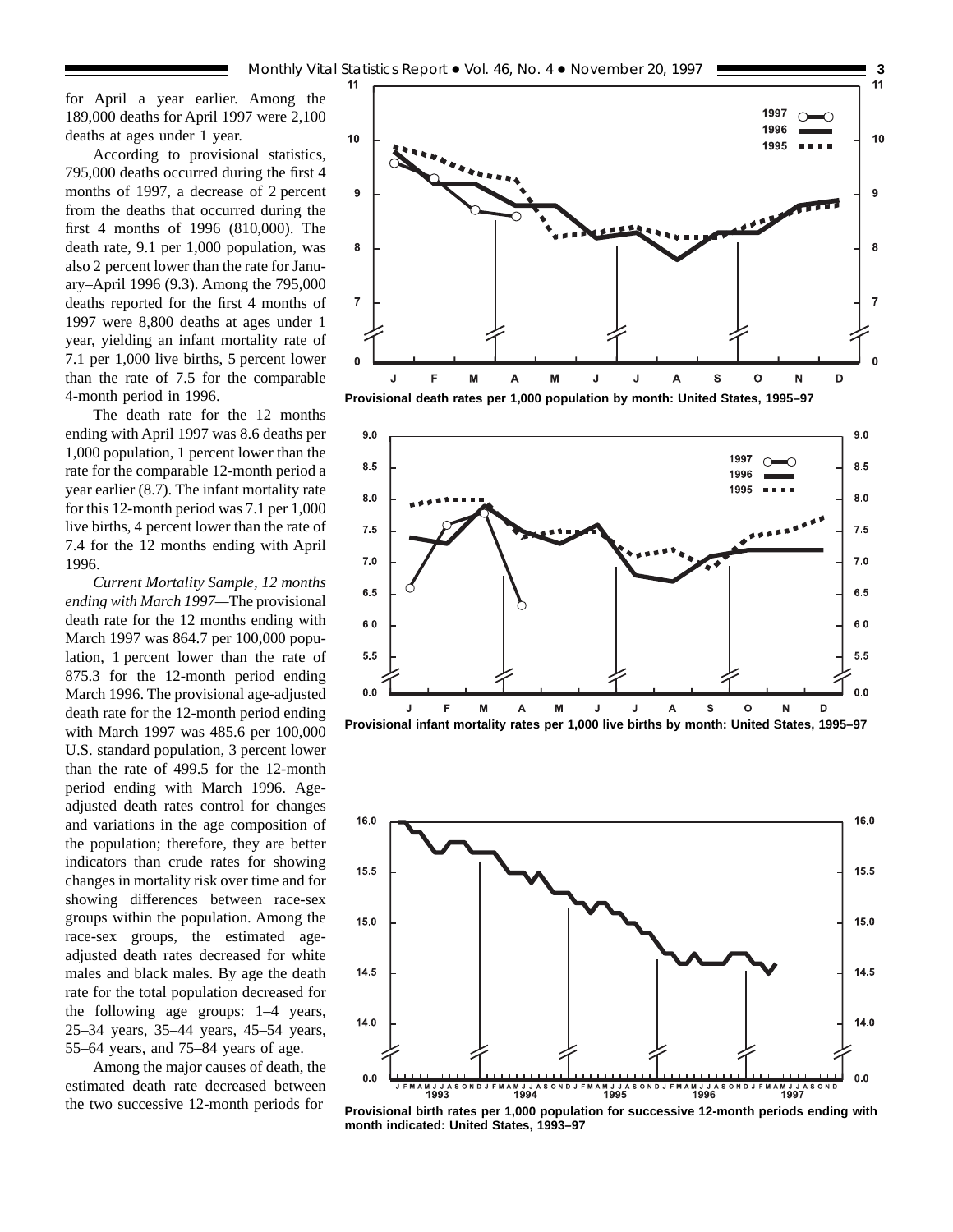for April a year earlier. Among the 189,000 deaths for April 1997 were 2,100 deaths at ages under 1 year.

According to provisional statistics, 795,000 deaths occurred during the first 4 months of 1997, a decrease of 2 percent from the deaths that occurred during the first 4 months of 1996 (810,000). The death rate, 9.1 per 1,000 population, was also 2 percent lower than the rate for January–April 1996 (9.3). Among the 795,000 deaths reported for the first 4 months of 1997 were 8,800 deaths at ages under 1 year, yielding an infant mortality rate of 7.1 per 1,000 live births, 5 percent lower than the rate of 7.5 for the comparable 4-month period in 1996.

The death rate for the 12 months ending with April 1997 was 8.6 deaths per 1,000 population, 1 percent lower than the rate for the comparable 12-month period a year earlier (8.7). The infant mortality rate for this 12-month period was 7.1 per 1,000 live births, 4 percent lower than the rate of 7.4 for the 12 months ending with April 1996.

*Current Mortality Sample, 12 months ending with March 1997*—The provisional death rate for the 12 months ending with March 1997 was 864.7 per 100,000 population, 1 percent lower than the rate of 875.3 for the 12-month period ending March 1996. The provisional age-adjusted death rate for the 12-month period ending with March 1997 was 485.6 per 100,000 U.S. standard population, 3 percent lower than the rate of 499.5 for the 12-month period ending with March 1996. Age-adjusted death rates control for changes and variations in the age composition of the population; therefore, they are better indicators than crude rates for showing changes in mortality risk over time and for showing differences between race-sex groups within the population. Among the race-sex groups, the estimated age-adjusted death rates decreased for white males and black males. By age the death rate for the total population decreased for the following age groups: 1–4 years, 25–34 years, 35–44 years, 45–54 years, 55–64 years, and 75–84 years of age.

Among the major causes of death, the estimated death rate decreased between the two successive 12-month periods for

**Provisional death rates per 1,000 population by month: United States, 1995–97**

**Provisional infant mortality rates per 1,000 live births by month: United States, 1995–97**

**Provisional birth rates per 1,000 population for successive 12-month periods ending with month indicated: United States, 1993–97**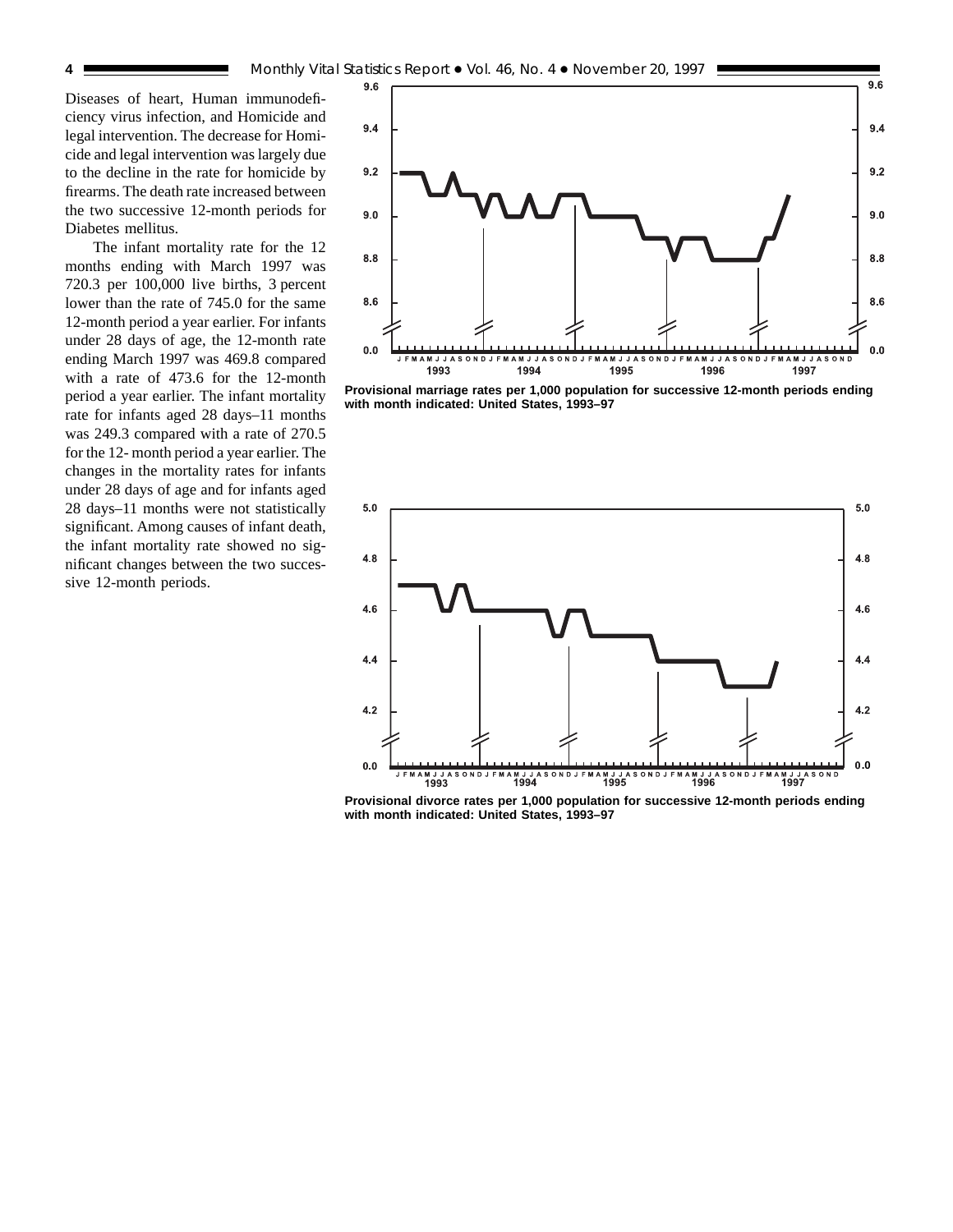Diseases of heart, Human immunodeficiency virus infection, and Homicide and legal intervention. The decrease for Homicide and legal intervention was largely due to the decline in the rate for homicide by firearms. The death rate increased between the two successive 12-month periods for Diabetes mellitus.

The infant mortality rate for the 12 months ending with March 1997 was 720.3 per 100,000 live births, 3 percent lower than the rate of 745.0 for the same 12-month period a year earlier. For infants under 28 days of age, the 12-month rate ending March 1997 was 469.8 compared with a rate of 473.6 for the 12-month period a year earlier. The infant mortality rate for infants aged 28 days–11 months was 249.3 compared with a rate of 270.5 for the 12- month period a year earlier. The changes in the mortality rates for infants under 28 days of age and for infants aged 28 days–11 months were not statistically significant. Among causes of infant death, the infant mortality rate showed no significant changes between the two successive 12-month periods.

**Provisional marriage rates per 1,000 population for successive 12-month periods ending with month indicated: United States, 1993–97**

**Provisional divorce rates per 1,000 population for successive 12-month periods ending with month indicated: United States, 1993–97**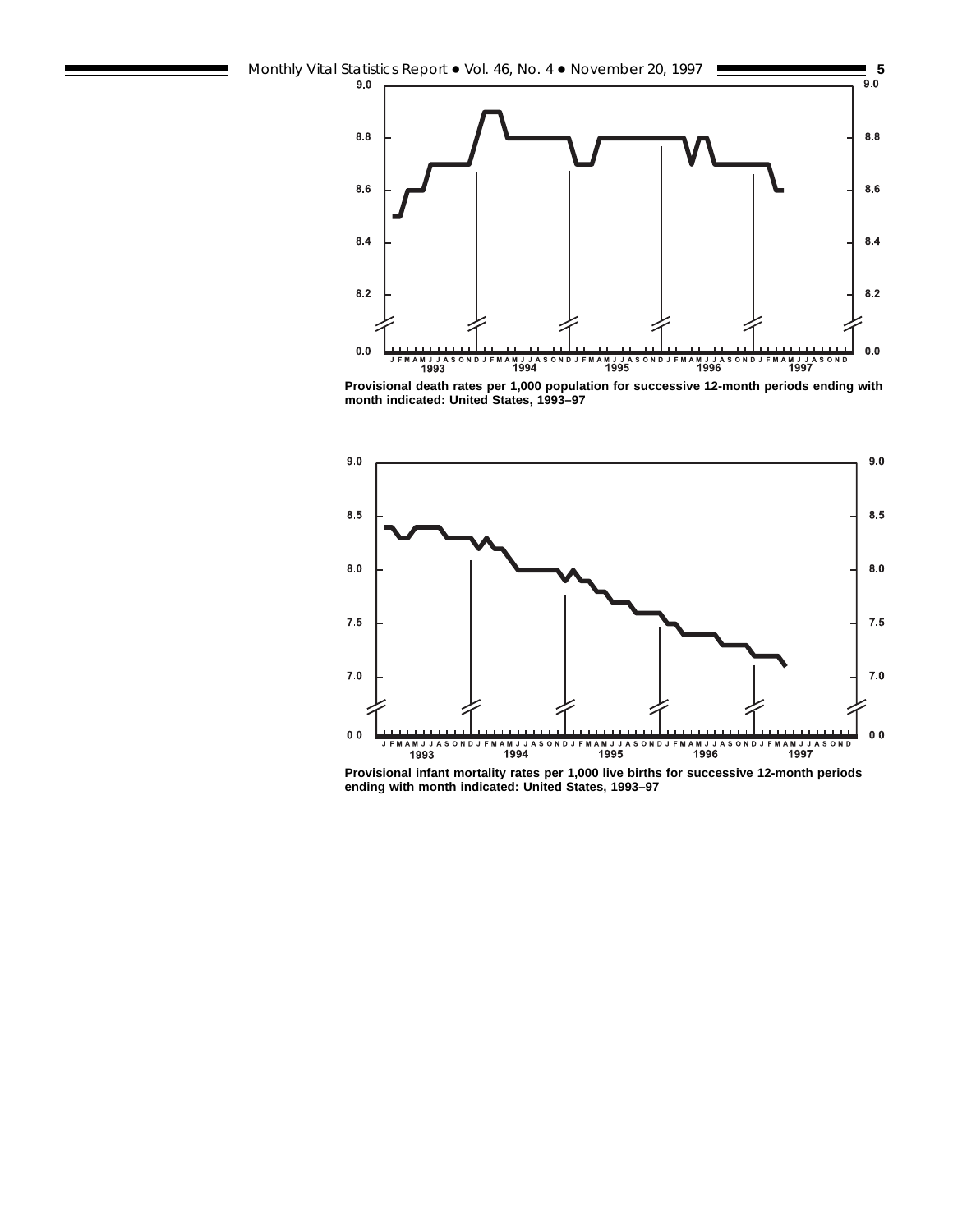Provisional death rates per 1,000 population for successive 12-month periods ending with month indicated: United States, 1993–97

Provisional infant mortality rates per 1,000 live births for successive 12-month periods ending with month indicated: United States, 1993–97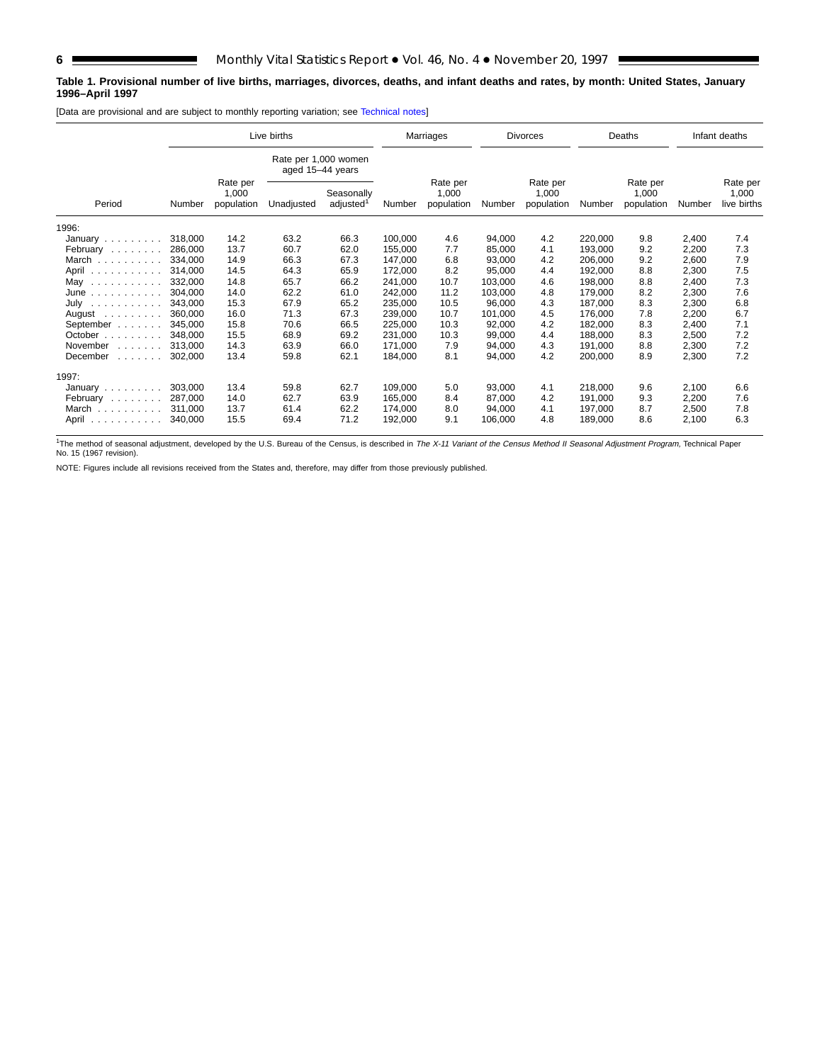**Table 1. Provisional number of live births, marriages, divorces, deaths, and infant deaths and rates, by month: United States, January 1996–April 1997**

[Data are provisional and are subject to monthly reporting variation; see Technical notes]

| Period | Live births | | | | Marriages | | Divorces | | Deaths | | Infant deaths | |
|---|---|---|---|---|---|---|---|---|---|---|---|---|
| | | | Rate per 1,000 women aged 15–44 years | | | | | | | | | |
| | Number | Rate per 1,000 population | Unadjusted | Seasonally adjusted[1] | Number | Rate per 1,000 population | Number | Rate per 1,000 population | Number | Rate per 1,000 population | Number | Rate per 1,000 live births |
| 1996: | | | | | | | | | | | | |
| January | 318,000 | 14.2 | 63.2 | 66.3 | 100,000 | 4.6 | 94,000 | 4.2 | 220,000 | 9.8 | 2,400 | 7.4 |
| February | 286,000 | 13.7 | 60.7 | 62.0 | 155,000 | 7.7 | 85,000 | 4.1 | 193,000 | 9.2 | 2,200 | 7.3 |
| March | 334,000 | 14.9 | 66.3 | 67.3 | 147,000 | 6.8 | 93,000 | 4.2 | 206,000 | 9.2 | 2,600 | 7.9 |
| April | 314,000 | 14.5 | 64.3 | 65.9 | 172,000 | 8.2 | 95,000 | 4.4 | 192,000 | 8.8 | 2,300 | 7.5 |
| May | 332,000 | 14.8 | 65.7 | 66.2 | 241,000 | 10.7 | 103,000 | 4.6 | 198,000 | 8.8 | 2,400 | 7.3 |
| June | 304,000 | 14.0 | 62.2 | 61.0 | 242,000 | 11.2 | 103,000 | 4.8 | 179,000 | 8.2 | 2,300 | 7.6 |
| July | 343,000 | 15.3 | 67.9 | 65.2 | 235,000 | 10.5 | 96,000 | 4.3 | 187,000 | 8.3 | 2,300 | 6.8 |
| August | 360,000 | 16.0 | 71.3 | 67.3 | 239,000 | 10.7 | 101,000 | 4.5 | 176,000 | 7.8 | 2,200 | 6.7 |
| September | 345,000 | 15.8 | 70.6 | 66.5 | 225,000 | 10.3 | 92,000 | 4.2 | 182,000 | 8.3 | 2,400 | 7.1 |
| October | 348,000 | 15.5 | 68.9 | 69.2 | 231,000 | 10.3 | 99,000 | 4.4 | 188,000 | 8.3 | 2,500 | 7.2 |
| November | 313,000 | 14.3 | 63.9 | 66.0 | 171,000 | 7.9 | 94,000 | 4.3 | 191,000 | 8.8 | 2,300 | 7.2 |
| December | 302,000 | 13.4 | 59.8 | 62.1 | 184,000 | 8.1 | 94,000 | 4.2 | 200,000 | 8.9 | 2,300 | 7.2 |
| 1997: | | | | | | | | | | | | |
| January | 303,000 | 13.4 | 59.8 | 62.7 | 109,000 | 5.0 | 93,000 | 4.1 | 218,000 | 9.6 | 2,100 | 6.6 |
| February | 287,000 | 14.0 | 62.7 | 63.9 | 165,000 | 8.4 | 87,000 | 4.2 | 191,000 | 9.3 | 2,200 | 7.6 |
| March | 311,000 | 13.7 | 61.4 | 62.2 | 174,000 | 8.0 | 94,000 | 4.1 | 197,000 | 8.7 | 2,500 | 7.8 |
| April | 340,000 | 15.5 | 69.4 | 71.2 | 192,000 | 9.1 | 106,000 | 4.8 | 189,000 | 8.6 | 2,100 | 6.3 |

[1]The method of seasonal adjustment, developed by the U.S. Bureau of the Census, is described in *The X-11 Variant of the Census Method II Seasonal Adjustment Program*, Technical Paper No. 15 (1967 revision).

NOTE: Figures include all revisions received from the States and, therefore, may differ from those previously published.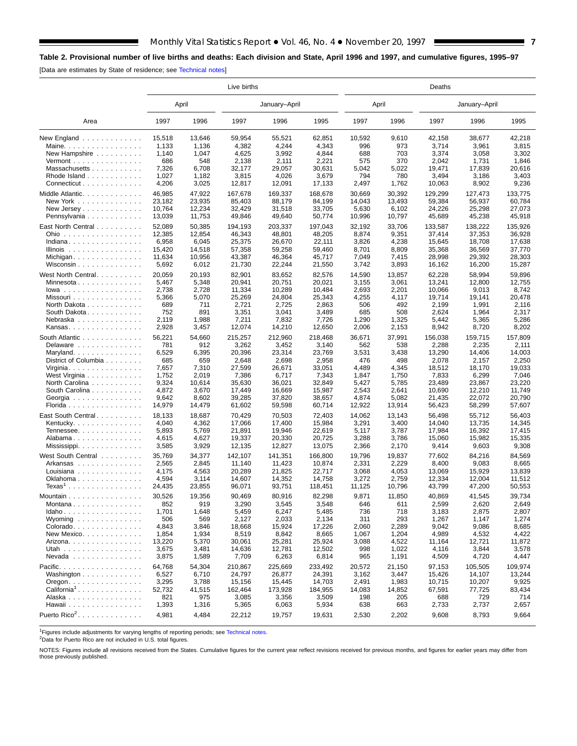**Table 2. Provisional number of live births and deaths: Each division and State, April 1996 and 1997, and cumulative figures, 1995–97**

[Data are estimates by State of residence; see Technical notes]

| Area | Live births | | | | | Deaths | | | | |
|---|---|---|---|---|---|---|---|---|---|---|
| | April | | January–April | | | April | | January–April | | |
| | 1997 | 1996 | 1997 | 1996 | 1995 | 1997 | 1996 | 1997 | 1996 | 1995 |
| New England | 15,518 | 13,646 | 59,954 | 55,521 | 62,851 | 10,592 | 9,610 | 42,158 | 38,677 | 42,218 |
| Maine | 1,133 | 1,136 | 4,382 | 4,244 | 4,343 | 996 | 973 | 3,714 | 3,961 | 3,815 |
| New Hampshire | 1,140 | 1,047 | 4,625 | 3,992 | 4,844 | 688 | 703 | 3,374 | 3,058 | 3,302 |
| Vermont | 686 | 548 | 2,138 | 2,111 | 2,221 | 575 | 370 | 2,042 | 1,731 | 1,846 |
| Massachusetts | 7,326 | 6,708 | 32,177 | 29,057 | 30,631 | 5,042 | 5,022 | 19,471 | 17,839 | 20,616 |
| Rhode Island | 1,027 | 1,182 | 3,815 | 4,026 | 3,679 | 794 | 780 | 3,494 | 3,186 | 3,403 |
| Connecticut | 4,206 | 3,025 | 12,817 | 12,091 | 17,133 | 2,497 | 1,762 | 10,063 | 8,902 | 9,236 |
| Middle Atlantic | 46,985 | 47,922 | 167,678 | 169,337 | 168,678 | 30,669 | 30,392 | 129,299 | 127,473 | 133,775 |
| New York | 23,182 | 23,935 | 85,403 | 88,179 | 84,199 | 14,043 | 13,493 | 59,384 | 56,937 | 60,784 |
| New Jersey | 10,764 | 12,234 | 32,429 | 31,518 | 33,705 | 5,630 | 6,102 | 24,226 | 25,298 | 27,073 |
| Pennsylvania | 13,039 | 11,753 | 49,846 | 49,640 | 50,774 | 10,996 | 10,797 | 45,689 | 45,238 | 45,918 |
| East North Central | 52,089 | 50,385 | 194,193 | 203,337 | 197,043 | 32,192 | 33,706 | 133,587 | 138,222 | 135,926 |
| Ohio | 12,385 | 12,854 | 46,343 | 48,801 | 48,205 | 8,874 | 9,351 | 37,414 | 37,353 | 36,928 |
| Indiana | 6,958 | 6,045 | 25,375 | 26,670 | 22,111 | 3,826 | 4,238 | 15,645 | 18,708 | 17,638 |
| Illinois | 15,420 | 14,518 | 57,358 | 59,258 | 59,460 | 8,701 | 8,809 | 35,368 | 36,569 | 37,770 |
| Michigan | 11,634 | 10,956 | 43,387 | 46,364 | 45,717 | 7,049 | 7,415 | 28,998 | 29,392 | 28,303 |
| Wisconsin | 5,692 | 6,012 | 21,730 | 22,244 | 21,550 | 3,742 | 3,893 | 16,162 | 16,200 | 15,287 |
| West North Central | 20,059 | 20,193 | 82,901 | 83,652 | 82,576 | 14,590 | 13,857 | 62,228 | 58,994 | 59,896 |
| Minnesota | 5,467 | 5,348 | 20,941 | 20,751 | 20,021 | 3,155 | 3,061 | 13,241 | 12,800 | 12,755 |
| Iowa | 2,738 | 2,728 | 11,334 | 10,289 | 10,484 | 2,693 | 2,201 | 10,066 | 9,013 | 8,742 |
| Missouri | 5,366 | 5,070 | 25,269 | 24,804 | 25,343 | 4,255 | 4,117 | 19,714 | 19,141 | 20,478 |
| North Dakota | 689 | 711 | 2,721 | 2,725 | 2,863 | 506 | 492 | 2,199 | 1,991 | 2,116 |
| South Dakota | 752 | 891 | 3,351 | 3,041 | 3,489 | 685 | 508 | 2,624 | 1,964 | 2,317 |
| Nebraska | 2,119 | 1,988 | 7,211 | 7,832 | 7,726 | 1,290 | 1,325 | 5,442 | 5,365 | 5,286 |
| Kansas | 2,928 | 3,457 | 12,074 | 14,210 | 12,650 | 2,006 | 2,153 | 8,942 | 8,720 | 8,202 |
| South Atlantic | 56,221 | 54,660 | 215,257 | 212,960 | 218,468 | 36,671 | 37,991 | 156,038 | 159,715 | 157,809 |
| Delaware | 781 | 912 | 3,262 | 3,452 | 3,140 | 562 | 538 | 2,288 | 2,235 | 2,111 |
| Maryland | 6,529 | 6,395 | 20,396 | 23,314 | 23,769 | 3,531 | 3,438 | 13,290 | 14,406 | 14,003 |
| District of Columbia | 685 | 659 | 2,648 | 2,698 | 2,958 | 476 | 498 | 2,078 | 2,157 | 2,250 |
| Virginia | 7,657 | 7,310 | 27,599 | 26,671 | 33,051 | 4,489 | 4,345 | 18,512 | 18,170 | 19,033 |
| West Virginia | 1,752 | 2,019 | 7,386 | 6,717 | 7,343 | 1,847 | 1,750 | 7,833 | 6,299 | 7,046 |
| North Carolina | 9,324 | 10,614 | 35,630 | 36,021 | 32,849 | 5,427 | 5,785 | 23,489 | 23,867 | 23,220 |
| South Carolina | 4,872 | 3,670 | 17,449 | 16,669 | 15,987 | 2,543 | 2,641 | 10,690 | 12,210 | 11,749 |
| Georgia | 9,642 | 8,602 | 39,285 | 37,820 | 38,657 | 4,874 | 5,082 | 21,435 | 22,072 | 20,790 |
| Florida | 14,979 | 14,479 | 61,602 | 59,598 | 60,714 | 12,922 | 13,914 | 56,423 | 58,299 | 57,607 |
| East South Central | 18,133 | 18,687 | 70,429 | 70,503 | 72,403 | 14,062 | 13,143 | 56,498 | 55,712 | 56,403 |
| Kentucky | 4,040 | 4,362 | 17,066 | 17,400 | 15,984 | 3,291 | 3,400 | 14,040 | 13,735 | 14,345 |
| Tennessee | 5,893 | 5,769 | 21,891 | 19,946 | 22,619 | 5,117 | 3,787 | 17,984 | 16,392 | 17,415 |
| Alabama | 4,615 | 4,627 | 19,337 | 20,330 | 20,725 | 3,288 | 3,786 | 15,060 | 15,982 | 15,335 |
| Mississippi | 3,585 | 3,929 | 12,135 | 12,827 | 13,075 | 2,366 | 2,170 | 9,414 | 9,603 | 9,308 |
| West South Central | 35,769 | 34,377 | 142,107 | 141,351 | 166,800 | 19,796 | 19,837 | 77,602 | 84,216 | 84,569 |
| Arkansas | 2,565 | 2,845 | 11,140 | 11,423 | 10,874 | 2,331 | 2,229 | 8,400 | 9,083 | 8,665 |
| Louisiana | 4,175 | 4,563 | 20,289 | 21,825 | 22,717 | 3,068 | 4,053 | 13,069 | 15,929 | 13,839 |
| Oklahoma | 4,594 | 3,114 | 14,607 | 14,352 | 14,758 | 3,272 | 2,759 | 12,334 | 12,004 | 11,512 |
| Texas[1] | 24,435 | 23,855 | 96,071 | 93,751 | 118,451 | 11,125 | 10,796 | 43,799 | 47,200 | 50,553 |
| Mountain | 30,526 | 19,356 | 90,469 | 80,916 | 82,298 | 9,871 | 11,850 | 40,869 | 41,545 | 39,734 |
| Montana | 852 | 919 | 3,290 | 3,545 | 3,548 | 646 | 611 | 2,599 | 2,620 | 2,649 |
| Idaho | 1,701 | 1,648 | 5,459 | 6,247 | 5,485 | 736 | 718 | 3,183 | 2,875 | 2,807 |
| Wyoming | 506 | 569 | 2,127 | 2,033 | 2,134 | 311 | 293 | 1,267 | 1,147 | 1,274 |
| Colorado | 4,843 | 3,846 | 18,668 | 15,924 | 17,226 | 2,060 | 2,289 | 9,042 | 9,086 | 8,685 |
| New Mexico | 1,854 | 1,934 | 8,519 | 8,842 | 8,665 | 1,067 | 1,204 | 4,989 | 4,532 | 4,422 |
| Arizona | 13,220 | 5,370 | 30,061 | 25,281 | 25,924 | 3,088 | 4,522 | 11,164 | 12,721 | 11,872 |
| Utah | 3,675 | 3,481 | 14,636 | 12,781 | 12,502 | 998 | 1,022 | 4,116 | 3,844 | 3,578 |
| Nevada | 3,875 | 1,589 | 7,709 | 6,263 | 6,814 | 965 | 1,191 | 4,509 | 4,720 | 4,447 |
| Pacific | 64,768 | 54,304 | 210,867 | 225,669 | 233,492 | 20,572 | 21,150 | 97,153 | 105,505 | 109,974 |
| Washington | 6,527 | 6,710 | 24,797 | 26,877 | 24,391 | 3,162 | 3,447 | 15,426 | 14,107 | 13,244 |
| Oregon | 3,295 | 3,788 | 15,156 | 15,445 | 14,703 | 2,491 | 1,983 | 10,715 | 10,207 | 9,925 |
| California[1] | 52,732 | 41,515 | 162,464 | 173,928 | 184,955 | 14,083 | 14,852 | 67,591 | 77,725 | 83,434 |
| Alaska | 821 | 975 | 3,085 | 3,356 | 3,509 | 198 | 205 | 688 | 729 | 714 |
| Hawaii | 1,393 | 1,316 | 5,365 | 6,063 | 5,934 | 638 | 663 | 2,733 | 2,737 | 2,657 |
| Puerto Rico[2] | 4,981 | 4,484 | 22,212 | 19,757 | 19,631 | 2,530 | 2,202 | 9,608 | 8,793 | 9,664 |

[1]Figures include adjustments for varying lengths of reporting periods; see Technical notes.
[2]Data for Puerto Rico are not included in U.S. total figures.

NOTES: Figures include all revisions received from the States. Cumulative figures for the current year reflect revisions received for previous months, and figures for earlier years may differ from those previously published.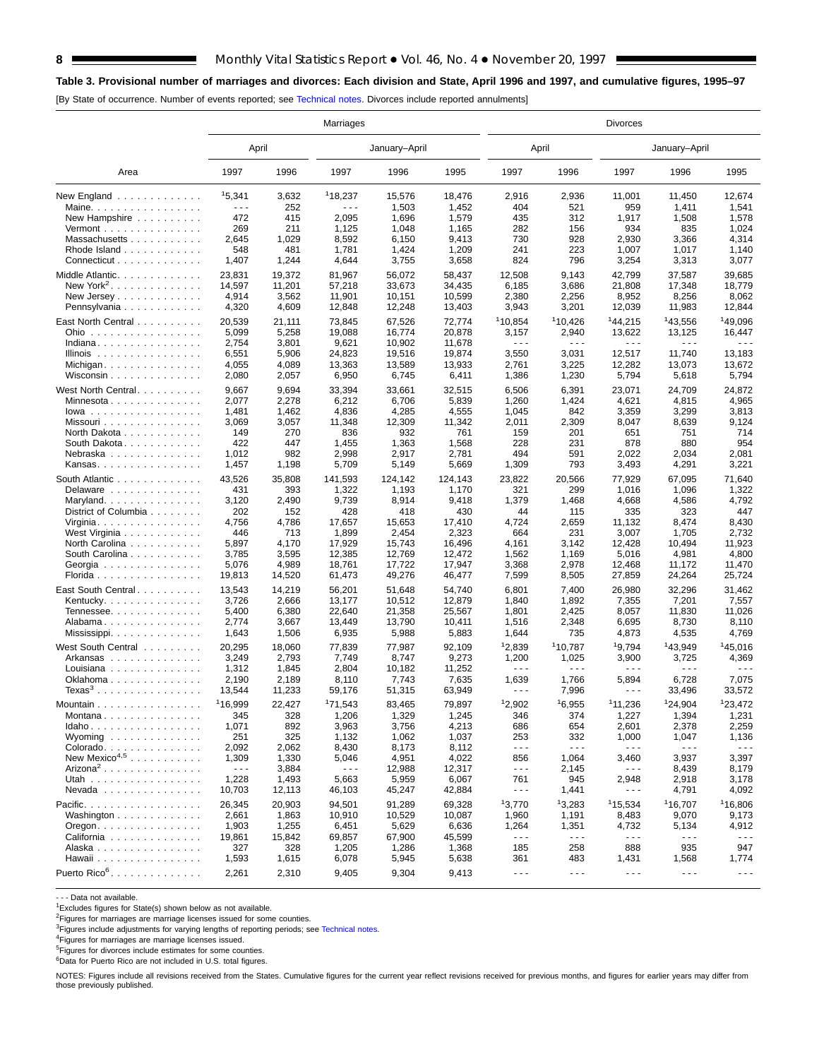**Table 3. Provisional number of marriages and divorces: Each division and State, April 1996 and 1997, and cumulative figures, 1995–97**

[By State of occurrence. Number of events reported; see Technical notes. Divorces include reported annulments]

| Area | Marriages | | | | | Divorces | | | | |
|---|---|---|---|---|---|---|---|---|---|---|
| | April | | January–April | | | April | | January–April | | |
| | 1997 | 1996 | 1997 | 1996 | 1995 | 1997 | 1996 | 1997 | 1996 | 1995 |
| New England | [1]5,341 | 3,632 | [1]18,237 | 15,576 | 18,476 | 2,916 | 2,936 | 11,001 | 11,450 | 12,674 |
| Maine | - - - | 252 | - - - | 1,503 | 1,452 | 404 | 521 | 959 | 1,411 | 1,541 |
| New Hampshire | 472 | 415 | 2,095 | 1,696 | 1,579 | 435 | 312 | 1,917 | 1,508 | 1,578 |
| Vermont | 269 | 211 | 1,125 | 1,048 | 1,165 | 282 | 156 | 934 | 835 | 1,024 |
| Massachusetts | 2,645 | 1,029 | 8,592 | 6,150 | 9,413 | 730 | 928 | 2,930 | 3,366 | 4,314 |
| Rhode Island | 548 | 481 | 1,781 | 1,424 | 1,209 | 241 | 223 | 1,007 | 1,017 | 1,140 |
| Connecticut | 1,407 | 1,244 | 4,644 | 3,755 | 3,658 | 824 | 796 | 3,254 | 3,313 | 3,077 |
| Middle Atlantic | 23,831 | 19,372 | 81,967 | 56,072 | 58,437 | 12,508 | 9,143 | 42,799 | 37,587 | 39,685 |
| New York[2] | 14,597 | 11,201 | 57,218 | 33,673 | 34,435 | 6,185 | 3,686 | 21,808 | 17,348 | 18,779 |
| New Jersey | 4,914 | 3,562 | 11,901 | 10,151 | 10,599 | 2,380 | 2,256 | 8,952 | 8,256 | 8,062 |
| Pennsylvania | 4,320 | 4,609 | 12,848 | 12,248 | 13,403 | 3,943 | 3,201 | 12,039 | 11,983 | 12,844 |
| East North Central | 20,539 | 21,111 | 73,845 | 67,526 | 72,774 | [1]10,854 | [1]10,426 | [1]44,215 | [1]43,556 | [1]49,096 |
| Ohio | 5,099 | 5,258 | 19,088 | 16,774 | 20,878 | 3,157 | 2,940 | 13,622 | 13,125 | 16,447 |
| Indiana | 2,754 | 3,801 | 9,621 | 10,902 | 11,678 | - - - | - - - | - - - | - - - | - - - |
| Illinois | 6,551 | 5,906 | 24,823 | 19,516 | 19,874 | 3,550 | 3,031 | 12,517 | 11,740 | 13,183 |
| Michigan | 4,055 | 4,089 | 13,363 | 13,589 | 13,933 | 2,761 | 3,225 | 12,282 | 13,073 | 13,672 |
| Wisconsin | 2,080 | 2,057 | 6,950 | 6,745 | 6,411 | 1,386 | 1,230 | 5,794 | 5,618 | 5,794 |
| West North Central | 9,667 | 9,694 | 33,394 | 33,661 | 32,515 | 6,506 | 6,391 | 23,071 | 24,709 | 24,872 |
| Minnesota | 2,077 | 2,278 | 6,212 | 6,706 | 5,839 | 1,260 | 1,424 | 4,621 | 4,815 | 4,965 |
| Iowa | 1,481 | 1,462 | 4,836 | 4,285 | 4,555 | 1,045 | 842 | 3,359 | 3,299 | 3,813 |
| Missouri | 3,069 | 3,057 | 11,348 | 12,309 | 11,342 | 2,011 | 2,309 | 8,047 | 8,639 | 9,124 |
| North Dakota | 149 | 270 | 836 | 932 | 761 | 159 | 201 | 651 | 751 | 714 |
| South Dakota | 422 | 447 | 1,455 | 1,363 | 1,568 | 228 | 231 | 878 | 880 | 954 |
| Nebraska | 1,012 | 982 | 2,998 | 2,917 | 2,781 | 494 | 591 | 2,022 | 2,034 | 2,081 |
| Kansas | 1,457 | 1,198 | 5,709 | 5,149 | 5,669 | 1,309 | 793 | 3,493 | 4,291 | 3,221 |
| South Atlantic | 43,526 | 35,808 | 141,593 | 124,142 | 124,143 | 23,822 | 20,566 | 77,929 | 67,095 | 71,640 |
| Delaware | 431 | 393 | 1,322 | 1,193 | 1,170 | 321 | 299 | 1,016 | 1,096 | 1,322 |
| Maryland | 3,120 | 2,490 | 9,739 | 8,914 | 9,418 | 1,379 | 1,468 | 4,668 | 4,586 | 4,792 |
| District of Columbia | 202 | 152 | 428 | 418 | 430 | 44 | 115 | 335 | 323 | 447 |
| Virginia | 4,756 | 4,786 | 17,657 | 15,653 | 17,410 | 4,724 | 2,659 | 11,132 | 8,474 | 8,430 |
| West Virginia | 446 | 713 | 1,899 | 2,454 | 2,323 | 664 | 231 | 3,007 | 1,705 | 2,732 |
| North Carolina | 5,897 | 4,170 | 17,929 | 15,743 | 16,496 | 4,161 | 3,142 | 12,428 | 10,494 | 11,923 |
| South Carolina | 3,785 | 3,595 | 12,385 | 12,769 | 12,472 | 1,562 | 1,169 | 5,016 | 4,981 | 4,800 |
| Georgia | 5,076 | 4,989 | 18,761 | 17,722 | 17,947 | 3,368 | 2,978 | 12,468 | 11,172 | 11,470 |
| Florida | 19,813 | 14,520 | 61,473 | 49,276 | 46,477 | 7,599 | 8,505 | 27,859 | 24,264 | 25,724 |
| East South Central | 13,543 | 14,219 | 56,201 | 51,648 | 54,740 | 6,801 | 7,400 | 26,980 | 32,296 | 31,462 |
| Kentucky | 3,726 | 2,666 | 13,177 | 10,512 | 12,879 | 1,840 | 1,892 | 7,355 | 7,201 | 7,557 |
| Tennessee | 5,400 | 6,380 | 22,640 | 21,358 | 25,567 | 1,801 | 2,425 | 8,057 | 11,830 | 11,026 |
| Alabama | 2,774 | 3,667 | 13,449 | 13,790 | 10,411 | 1,516 | 2,348 | 6,695 | 8,730 | 8,110 |
| Mississippi | 1,643 | 1,506 | 6,935 | 5,988 | 5,883 | 1,644 | 735 | 4,873 | 4,535 | 4,769 |
| West South Central | 20,295 | 18,060 | 77,839 | 77,987 | 92,109 | [1]2,839 | [1]10,787 | [1]9,794 | [1]43,949 | [1]45,016 |
| Arkansas | 3,249 | 2,793 | 7,749 | 8,747 | 9,273 | 1,200 | 1,025 | 3,900 | 3,725 | 4,369 |
| Louisiana | 1,312 | 1,845 | 2,804 | 10,182 | 11,252 | - - - | - - - | - - - | - - - | - - - |
| Oklahoma | 2,190 | 2,189 | 8,110 | 7,743 | 7,635 | 1,639 | 1,766 | 5,894 | 6,728 | 7,075 |
| Texas[3] | 13,544 | 11,233 | 59,176 | 51,315 | 63,949 | - - - | 7,996 | - - - | 33,496 | 33,572 |
| Mountain | [1]16,999 | 22,427 | [1]71,543 | 83,465 | 79,897 | [1]2,902 | [1]6,955 | [1]11,236 | [1]24,904 | [1]23,472 |
| Montana | 345 | 328 | 1,206 | 1,329 | 1,245 | 346 | 374 | 1,227 | 1,394 | 1,231 |
| Idaho | 1,071 | 892 | 3,963 | 3,756 | 4,213 | 686 | 654 | 2,601 | 2,378 | 2,259 |
| Wyoming | 251 | 325 | 1,132 | 1,062 | 1,037 | 253 | 332 | 1,000 | 1,047 | 1,136 |
| Colorado | 2,092 | 2,062 | 8,430 | 8,173 | 8,112 | - - - | - - - | - - - | - - - | - - - |
| New Mexico[4,5] | 1,309 | 1,330 | 5,046 | 4,951 | 4,022 | 856 | 1,064 | 3,460 | 3,937 | 3,397 |
| Arizona[2] | - - - | 3,884 | - - - | 12,988 | 12,317 | - - - | 2,145 | - - - | 8,439 | 8,179 |
| Utah | 1,228 | 1,493 | 5,663 | 5,959 | 6,067 | 761 | 945 | 2,948 | 2,918 | 3,178 |
| Nevada | 10,703 | 12,113 | 46,103 | 45,247 | 42,884 | - - - | 1,441 | - - - | 4,791 | 4,092 |
| Pacific | 26,345 | 20,903 | 94,501 | 91,289 | 69,328 | [1]3,770 | [1]3,283 | [1]15,534 | [1]16,707 | [1]16,806 |
| Washington | 2,661 | 1,863 | 10,910 | 10,529 | 10,087 | 1,960 | 1,191 | 8,483 | 9,070 | 9,173 |
| Oregon | 1,903 | 1,255 | 6,451 | 5,629 | 6,636 | 1,264 | 1,351 | 4,732 | 5,134 | 4,912 |
| California | 19,861 | 15,842 | 69,857 | 67,900 | 45,599 | - - - | - - - | - - - | - - - | - - - |
| Alaska | 327 | 328 | 1,205 | 1,286 | 1,368 | 185 | 258 | 888 | 935 | 947 |
| Hawaii | 1,593 | 1,615 | 6,078 | 5,945 | 5,638 | 361 | 483 | 1,431 | 1,568 | 1,774 |
| Puerto Rico[6] | 2,261 | 2,310 | 9,405 | 9,304 | 9,413 | - - - | - - - | - - - | - - - | - - - |

- - - Data not available.

[1]Excludes figures for State(s) shown below as not available.

[2]Figures for marriages are marriage licenses issued for some counties.

[3]Figures include adjustments for varying lengths of reporting periods; see Technical notes.

[4]Figures for marriages are marriage licenses issued.

[5]Figures for divorces include estimates for some counties.

[6]Data for Puerto Rico are not included in U.S. total figures.

NOTES: Figures include all revisions received from the States. Cumulative figures for the current year reflect revisions received for previous months, and figures for earlier years may differ from those previously published.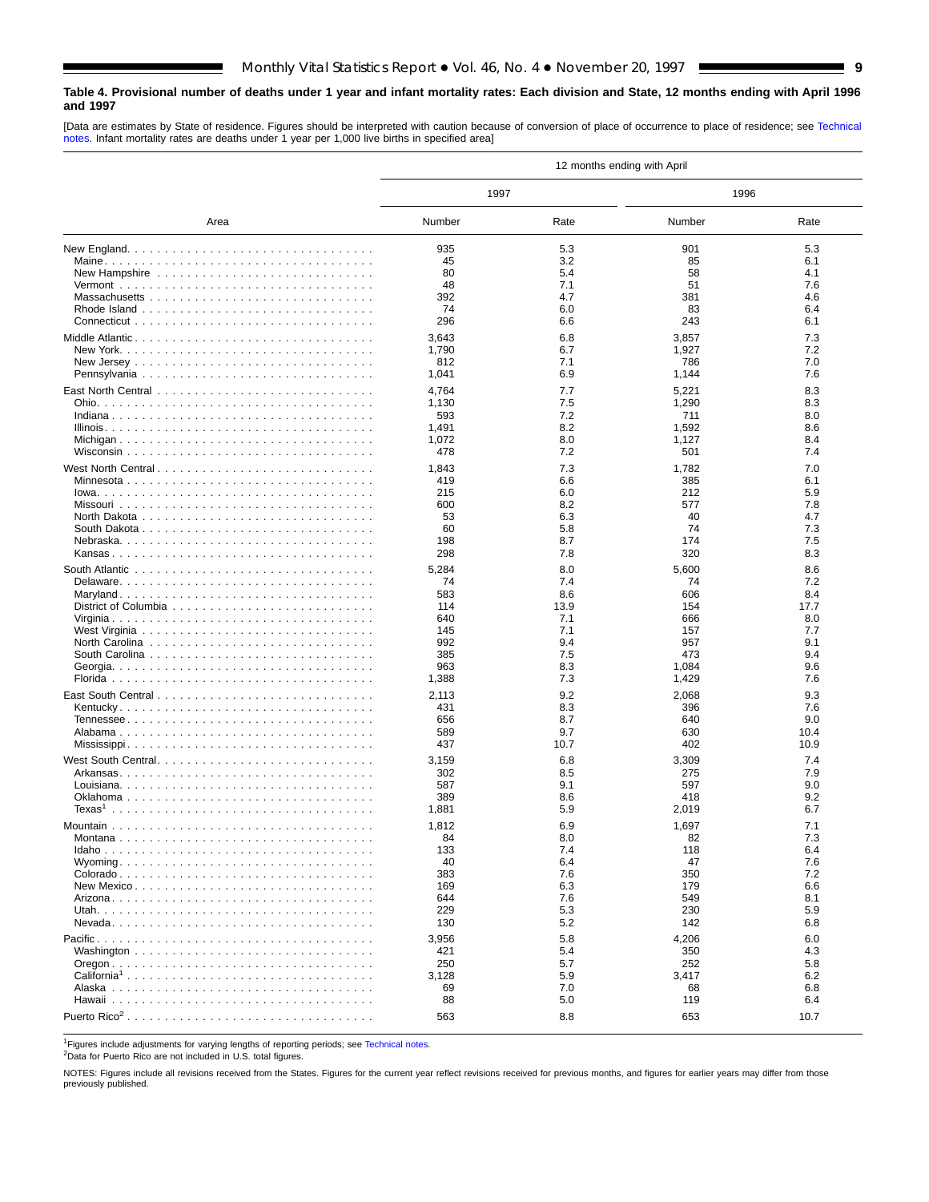**Table 4. Provisional number of deaths under 1 year and infant mortality rates: Each division and State, 12 months ending with April 1996 and 1997**

[Data are estimates by State of residence. Figures should be interpreted with caution because of conversion of place of occurrence to place of residence; see Technical notes. Infant mortality rates are deaths under 1 year per 1,000 live births in specified area]

| Area | 12 months ending with April | | | |
|---|---|---|---|---|
| | 1997 | | 1996 | |
| | Number | Rate | Number | Rate |
| New England | 935 | 5.3 | 901 | 5.3 |
| Maine | 45 | 3.2 | 85 | 6.1 |
| New Hampshire | 80 | 5.4 | 58 | 4.1 |
| Vermont | 48 | 7.1 | 51 | 7.6 |
| Massachusetts | 392 | 4.7 | 381 | 4.6 |
| Rhode Island | 74 | 6.0 | 83 | 6.4 |
| Connecticut | 296 | 6.6 | 243 | 6.1 |
| Middle Atlantic | 3,643 | 6.8 | 3,857 | 7.3 |
| New York | 1,790 | 6.7 | 1,927 | 7.2 |
| New Jersey | 812 | 7.1 | 786 | 7.0 |
| Pennsylvania | 1,041 | 6.9 | 1,144 | 7.6 |
| East North Central | 4,764 | 7.7 | 5,221 | 8.3 |
| Ohio | 1,130 | 7.5 | 1,290 | 8.3 |
| Indiana | 593 | 7.2 | 711 | 8.0 |
| Illinois | 1,491 | 8.2 | 1,592 | 8.6 |
| Michigan | 1,072 | 8.0 | 1,127 | 8.4 |
| Wisconsin | 478 | 7.2 | 501 | 7.4 |
| West North Central | 1,843 | 7.3 | 1,782 | 7.0 |
| Minnesota | 419 | 6.6 | 385 | 6.1 |
| Iowa | 215 | 6.0 | 212 | 5.9 |
| Missouri | 600 | 8.2 | 577 | 7.8 |
| North Dakota | 53 | 6.3 | 40 | 4.7 |
| South Dakota | 60 | 5.8 | 74 | 7.3 |
| Nebraska | 198 | 8.7 | 174 | 7.5 |
| Kansas | 298 | 7.8 | 320 | 8.3 |
| South Atlantic | 5,284 | 8.0 | 5,600 | 8.6 |
| Delaware | 74 | 7.4 | 74 | 7.2 |
| Maryland | 583 | 8.6 | 606 | 8.4 |
| District of Columbia | 114 | 13.9 | 154 | 17.7 |
| Virginia | 640 | 7.1 | 666 | 8.0 |
| West Virginia | 145 | 7.1 | 157 | 7.7 |
| North Carolina | 992 | 9.4 | 957 | 9.1 |
| South Carolina | 385 | 7.5 | 473 | 9.4 |
| Georgia | 963 | 8.3 | 1,084 | 9.6 |
| Florida | 1,388 | 7.3 | 1,429 | 7.6 |
| East South Central | 2,113 | 9.2 | 2,068 | 9.3 |
| Kentucky | 431 | 8.3 | 396 | 7.6 |
| Tennessee | 656 | 8.7 | 640 | 9.0 |
| Alabama | 589 | 9.7 | 630 | 10.4 |
| Mississippi | 437 | 10.7 | 402 | 10.9 |
| West South Central | 3,159 | 6.8 | 3,309 | 7.4 |
| Arkansas | 302 | 8.5 | 275 | 7.9 |
| Louisiana | 587 | 9.1 | 597 | 9.0 |
| Oklahoma | 389 | 8.6 | 418 | 9.2 |
| Texas[1] | 1,881 | 5.9 | 2,019 | 6.7 |
| Mountain | 1,812 | 6.9 | 1,697 | 7.1 |
| Montana | 84 | 8.0 | 82 | 7.3 |
| Idaho | 133 | 7.4 | 118 | 6.4 |
| Wyoming | 40 | 6.4 | 47 | 7.6 |
| Colorado | 383 | 7.6 | 350 | 7.2 |
| New Mexico | 169 | 6.3 | 179 | 6.6 |
| Arizona | 644 | 7.6 | 549 | 8.1 |
| Utah | 229 | 5.3 | 230 | 5.9 |
| Nevada | 130 | 5.2 | 142 | 6.8 |
| Pacific | 3,956 | 5.8 | 4,206 | 6.0 |
| Washington | 421 | 5.4 | 350 | 4.3 |
| Oregon | 250 | 5.7 | 252 | 5.8 |
| California[1] | 3,128 | 5.9 | 3,417 | 6.2 |
| Alaska | 69 | 7.0 | 68 | 6.8 |
| Hawaii | 88 | 5.0 | 119 | 6.4 |
| Puerto Rico[2] | 563 | 8.8 | 653 | 10.7 |

[1]Figures include adjustments for varying lengths of reporting periods; see Technical notes.
[2]Data for Puerto Rico are not included in U.S. total figures.

NOTES: Figures include all revisions received from the States. Figures for the current year reflect revisions received for previous months, and figures for earlier years may differ from those previously published.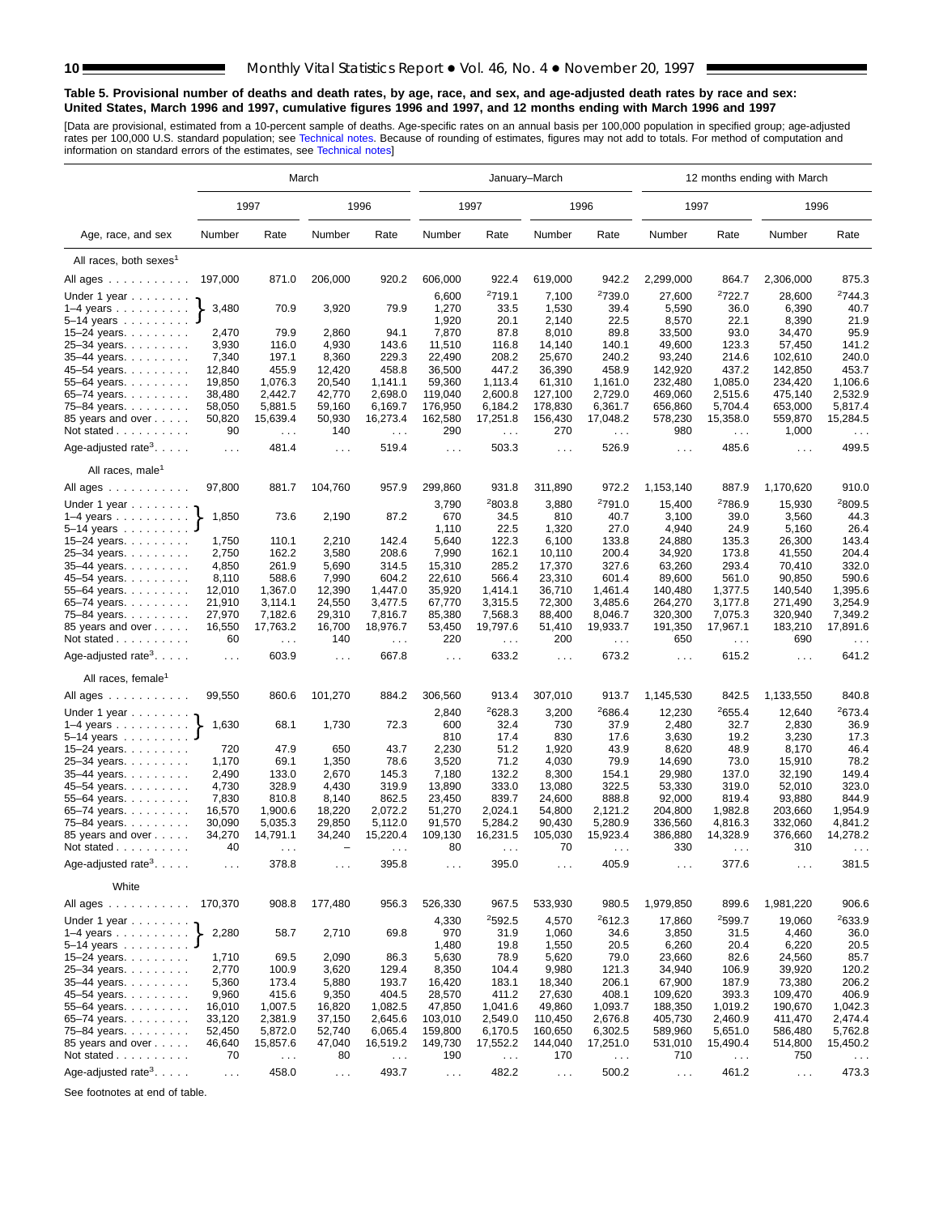**Table 5. Provisional number of deaths and death rates, by age, race, and sex, and age-adjusted death rates by race and sex: United States, March 1996 and 1997, cumulative figures 1996 and 1997, and 12 months ending with March 1996 and 1997**

[Data are provisional, estimated from a 10-percent sample of deaths. Age-specific rates on an annual basis per 100,000 population in specified group; age-adjusted rates per 100,000 U.S. standard population; see Technical notes. Because of rounding of estimates, figures may not add to totals. For method of computation and information on standard errors of the estimates, see Technical notes]

| Age, race, and sex | March | | | | January–March | | | | 12 months ending with March | | | |
|---|---|---|---|---|---|---|---|---|---|---|---|---|
| | 1997 | | 1996 | | 1997 | | 1996 | | 1997 | | 1996 | |
| | Number | Rate | Number | Rate | Number | Rate | Number | Rate | Number | Rate | Number | Rate |
| **All races, both sexes[1]** | | | | | | | | | | | | |
| All ages | 197,000 | 871.0 | 206,000 | 920.2 | 606,000 | 922.4 | 619,000 | 942.2 | 2,299,000 | 864.7 | 2,306,000 | 875.3 |
| Under 1 year | 3,480 | 70.9 | 3,920 | 79.9 | 6,600 | [2]719.1 | 7,100 | [2]739.0 | 27,600 | [2]722.7 | 28,600 | [2]744.3 |
| 1–4 years | | | | | 1,270 | 33.5 | 1,530 | 39.4 | 5,590 | 36.0 | 6,390 | 40.7 |
| 5–14 years | | | | | 1,920 | 20.1 | 2,140 | 22.5 | 8,570 | 22.1 | 8,390 | 21.9 |
| 15–24 years | 2,470 | 79.9 | 2,860 | 94.1 | 7,870 | 87.8 | 8,010 | 89.8 | 33,500 | 93.0 | 34,470 | 95.9 |
| 25–34 years | 3,930 | 116.0 | 4,930 | 143.6 | 11,510 | 116.8 | 14,140 | 140.1 | 49,600 | 123.3 | 57,450 | 141.2 |
| 35–44 years | 7,340 | 197.1 | 8,360 | 229.3 | 22,490 | 208.2 | 25,670 | 240.2 | 93,240 | 214.6 | 102,610 | 240.0 |
| 45–54 years | 12,840 | 455.9 | 12,420 | 458.8 | 36,500 | 447.2 | 36,390 | 458.9 | 142,920 | 437.2 | 142,850 | 453.7 |
| 55–64 years | 19,850 | 1,076.3 | 20,540 | 1,141.1 | 59,360 | 1,113.4 | 61,310 | 1,161.0 | 232,480 | 1,085.0 | 234,420 | 1,106.6 |
| 65–74 years | 38,480 | 2,442.7 | 42,770 | 2,698.0 | 119,040 | 2,600.8 | 127,100 | 2,729.0 | 469,060 | 2,515.6 | 475,140 | 2,532.9 |
| 75–84 years | 58,050 | 5,881.5 | 59,160 | 6,169.7 | 176,950 | 6,184.2 | 178,830 | 6,361.7 | 656,860 | 5,704.4 | 653,000 | 5,817.4 |
| 85 years and over | 50,820 | 15,639.4 | 50,930 | 16,273.4 | 162,580 | 17,251.8 | 156,430 | 17,048.2 | 578,230 | 15,358.0 | 559,870 | 15,284.5 |
| Not stated | 90 | . . . | 140 | . . . | 290 | . . . | 270 | . . . | 980 | . . . | 1,000 | . . . |
| Age-adjusted rate[3] | . . . | 481.4 | . . . | 519.4 | . . . | 503.3 | . . . | 526.9 | . . . | 485.6 | . . . | 499.5 |
| **All races, male[1]** | | | | | | | | | | | | |
| All ages | 97,800 | 881.7 | 104,760 | 957.9 | 299,860 | 931.8 | 311,890 | 972.2 | 1,153,140 | 887.9 | 1,170,620 | 910.0 |
| Under 1 year | 1,850 | 73.6 | 2,190 | 87.2 | 3,790 | [2]803.8 | 3,880 | [2]791.0 | 15,400 | [2]786.9 | 15,930 | [2]809.5 |
| 1–4 years | | | | | 670 | 34.5 | 810 | 40.7 | 3,100 | 39.0 | 3,560 | 44.3 |
| 5–14 years | | | | | 1,110 | 22.5 | 1,320 | 27.0 | 4,940 | 24.9 | 5,160 | 26.4 |
| 15–24 years | 1,750 | 110.1 | 2,210 | 142.4 | 5,640 | 122.3 | 6,100 | 133.8 | 24,880 | 135.3 | 26,300 | 143.4 |
| 25–34 years | 2,750 | 162.2 | 3,580 | 208.6 | 7,990 | 162.1 | 10,110 | 200.4 | 34,920 | 173.8 | 41,550 | 204.4 |
| 35–44 years | 4,850 | 261.9 | 5,690 | 314.5 | 15,310 | 285.2 | 17,370 | 327.6 | 63,260 | 293.4 | 70,410 | 332.0 |
| 45–54 years | 8,110 | 588.6 | 7,990 | 604.2 | 22,610 | 566.4 | 23,310 | 601.4 | 89,600 | 561.0 | 90,850 | 590.6 |
| 55–64 years | 12,010 | 1,367.0 | 12,390 | 1,447.0 | 35,920 | 1,414.1 | 36,710 | 1,461.4 | 140,480 | 1,377.5 | 140,540 | 1,395.6 |
| 65–74 years | 21,910 | 3,114.1 | 24,550 | 3,477.5 | 67,770 | 3,315.5 | 72,300 | 3,485.6 | 264,270 | 3,177.8 | 271,490 | 3,254.9 |
| 75–84 years | 27,970 | 7,182.6 | 29,310 | 7,816.7 | 85,380 | 7,568.3 | 88,400 | 8,046.7 | 320,300 | 7,075.3 | 320,940 | 7,349.2 |
| 85 years and over | 16,550 | 17,763.2 | 16,700 | 18,976.7 | 53,450 | 19,797.6 | 51,410 | 19,933.7 | 191,350 | 17,967.1 | 183,210 | 17,891.6 |
| Not stated | 60 | . . . | 140 | . . . | 220 | . . . | 200 | . . . | 650 | . . . | 690 | . . . |
| Age-adjusted rate[3] | . . . | 603.9 | . . . | 667.8 | . . . | 633.2 | . . . | 673.2 | . . . | 615.2 | . . . | 641.2 |
| **All races, female[1]** | | | | | | | | | | | | |
| All ages | 99,550 | 860.6 | 101,270 | 884.2 | 306,560 | 913.4 | 307,010 | 913.7 | 1,145,530 | 842.5 | 1,133,550 | 840.8 |
| Under 1 year | 1,630 | 68.1 | 1,730 | 72.3 | 2,840 | [2]628.3 | 3,200 | [2]686.4 | 12,230 | [2]655.4 | 12,640 | [2]673.4 |
| 1–4 years | | | | | 600 | 32.4 | 730 | 37.9 | 2,480 | 32.7 | 2,830 | 36.9 |
| 5–14 years | | | | | 810 | 17.4 | 830 | 17.6 | 3,630 | 19.2 | 3,230 | 17.3 |
| 15–24 years | 720 | 47.9 | 650 | 43.7 | 2,230 | 51.2 | 1,920 | 43.9 | 8,620 | 48.9 | 8,170 | 46.4 |
| 25–34 years | 1,170 | 69.1 | 1,350 | 78.6 | 3,520 | 71.2 | 4,030 | 79.9 | 14,690 | 73.0 | 15,910 | 78.2 |
| 35–44 years | 2,490 | 133.0 | 2,670 | 145.3 | 7,180 | 132.2 | 8,300 | 154.1 | 29,980 | 137.0 | 32,190 | 149.4 |
| 45–54 years | 4,730 | 328.9 | 4,430 | 319.9 | 13,890 | 333.0 | 13,080 | 322.5 | 53,330 | 319.0 | 52,010 | 323.0 |
| 55–64 years | 7,830 | 810.8 | 8,140 | 862.5 | 23,450 | 839.7 | 24,600 | 888.8 | 92,000 | 819.4 | 93,880 | 844.9 |
| 65–74 years | 16,570 | 1,900.6 | 18,220 | 2,072.2 | 51,270 | 2,024.1 | 54,800 | 2,121.2 | 204,800 | 1,982.8 | 203,660 | 1,954.9 |
| 75–84 years | 30,090 | 5,035.3 | 29,850 | 5,112.0 | 91,570 | 5,284.2 | 90,430 | 5,280.9 | 336,560 | 4,816.3 | 332,060 | 4,841.2 |
| 85 years and over | 34,270 | 14,791.1 | 34,240 | 15,220.4 | 109,130 | 16,231.5 | 105,030 | 15,923.4 | 386,880 | 14,328.9 | 376,660 | 14,278.2 |
| Not stated | 40 | . . . | – | . . . | 80 | . . . | 70 | . . . | 330 | . . . | 310 | . . . |
| Age-adjusted rate[3] | . . . | 378.8 | . . . | 395.8 | . . . | 395.0 | . . . | 405.9 | . . . | 377.6 | . . . | 381.5 |
| **White** | | | | | | | | | | | | |
| All ages | 170,370 | 908.8 | 177,480 | 956.3 | 526,330 | 967.5 | 533,930 | 980.5 | 1,979,850 | 899.6 | 1,981,220 | 906.6 |
| Under 1 year | 2,280 | 58.7 | 2,710 | 69.8 | 4,330 | [2]592.5 | 4,570 | [2]612.3 | 17,860 | [2]599.7 | 19,060 | [2]633.9 |
| 1–4 years | | | | | 970 | 31.9 | 1,060 | 34.6 | 3,850 | 31.5 | 4,460 | 36.0 |
| 5–14 years | | | | | 1,480 | 19.8 | 1,550 | 20.5 | 6,260 | 20.4 | 6,220 | 20.5 |
| 15–24 years | 1,710 | 69.5 | 2,090 | 86.3 | 5,630 | 78.9 | 5,620 | 79.0 | 23,660 | 82.6 | 24,560 | 85.7 |
| 25–34 years | 2,770 | 100.9 | 3,620 | 129.4 | 8,350 | 104.4 | 9,980 | 121.3 | 34,940 | 106.9 | 39,920 | 120.2 |
| 35–44 years | 5,360 | 173.4 | 5,880 | 193.7 | 16,420 | 183.1 | 18,340 | 206.1 | 67,900 | 187.9 | 73,380 | 206.2 |
| 45–54 years | 9,960 | 415.6 | 9,350 | 404.5 | 28,570 | 411.2 | 27,630 | 408.1 | 109,620 | 393.3 | 109,470 | 406.9 |
| 55–64 years | 16,010 | 1,007.5 | 16,820 | 1,082.5 | 47,850 | 1,041.6 | 49,860 | 1,093.7 | 188,350 | 1,019.2 | 190,670 | 1,042.3 |
| 65–74 years | 33,120 | 2,381.9 | 37,150 | 2,645.6 | 103,010 | 2,549.0 | 110,450 | 2,676.8 | 405,730 | 2,460.9 | 411,470 | 2,474.4 |
| 75–84 years | 52,450 | 5,872.0 | 52,740 | 6,065.4 | 159,800 | 6,170.5 | 160,650 | 6,302.5 | 589,960 | 5,651.0 | 586,480 | 5,762.8 |
| 85 years and over | 46,640 | 15,857.6 | 47,040 | 16,519.2 | 149,730 | 17,552.2 | 144,040 | 17,251.0 | 531,010 | 15,490.4 | 514,800 | 15,450.2 |
| Not stated | 70 | . . . | 80 | . . . | 190 | . . . | 170 | . . . | 710 | . . . | 750 | . . . |
| Age-adjusted rate[3] | . . . | 458.0 | . . . | 493.7 | . . . | 482.2 | . . . | 500.2 | . . . | 461.2 | . . . | 473.3 |

See footnotes at end of table.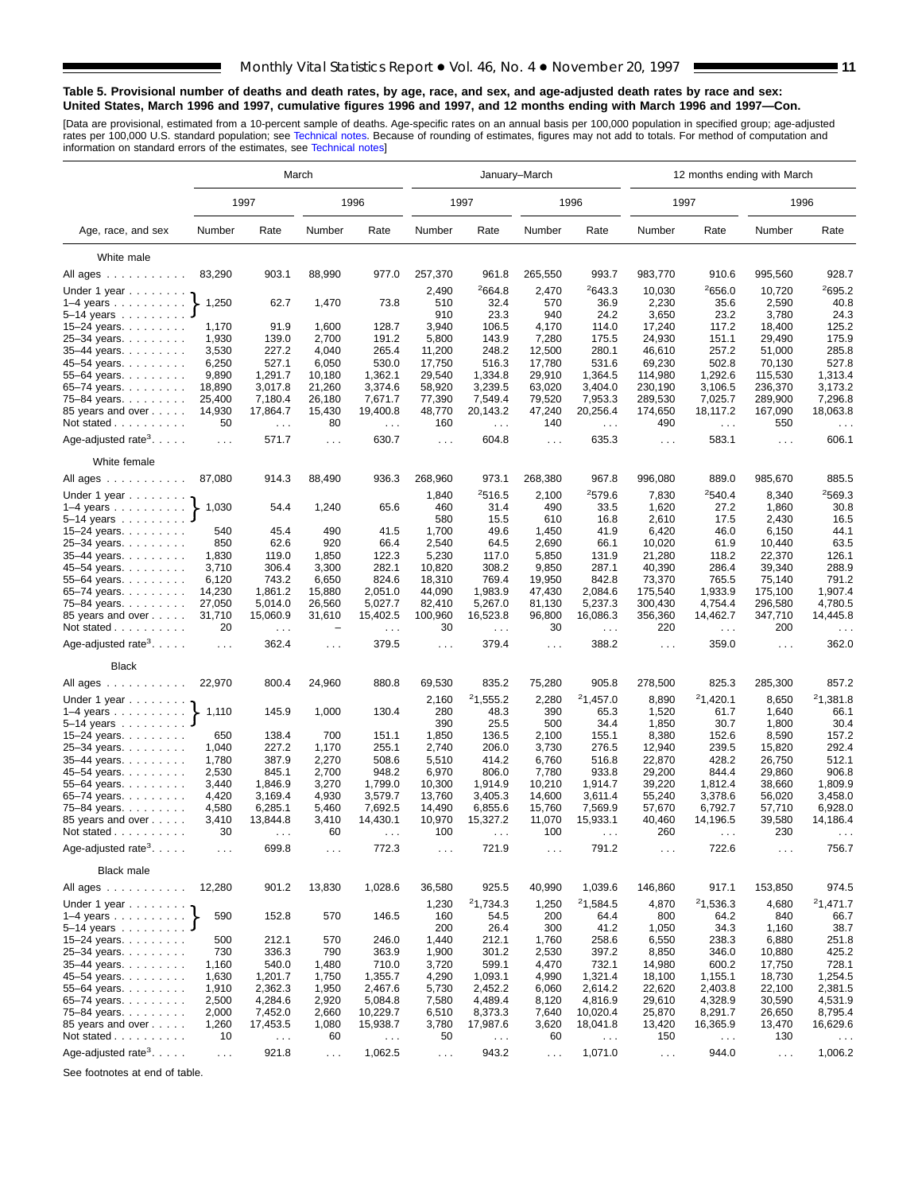**Table 5. Provisional number of deaths and death rates, by age, race, and sex, and age-adjusted death rates by race and sex: United States, March 1996 and 1997, cumulative figures 1996 and 1997, and 12 months ending with March 1996 and 1997—Con.**

[Data are provisional, estimated from a 10-percent sample of deaths. Age-specific rates on an annual basis per 100,000 population in specified group; age-adjusted rates per 100,000 U.S. standard population; see Technical notes. Because of rounding of estimates, figures may not add to totals. For method of computation and information on standard errors of the estimates, see Technical notes]

| Age, race, and sex | March | | | | January–March | | | | 12 months ending with March | | | |
|---|---|---|---|---|---|---|---|---|---|---|---|---|
| | 1997 | | 1996 | | 1997 | | 1996 | | 1997 | | 1996 | |
| | Number | Rate | Number | Rate | Number | Rate | Number | Rate | Number | Rate | Number | Rate |
| **White male** | | | | | | | | | | | | |
| All ages | 83,290 | 903.1 | 88,990 | 977.0 | 257,370 | 961.8 | 265,550 | 993.7 | 983,770 | 910.6 | 995,560 | 928.7 |
| Under 1 year | 1,250 | 62.7 | 1,470 | 73.8 | 2,490 | [2]664.8 | 2,470 | [2]643.3 | 10,030 | [2]656.0 | 10,720 | [2]695.2 |
| 1–4 years | | | | | 510 | 32.4 | 570 | 36.9 | 2,230 | 35.6 | 2,590 | 40.8 |
| 5–14 years | | | | | 910 | 23.3 | 940 | 24.2 | 3,650 | 23.2 | 3,780 | 24.3 |
| 15–24 years | 1,170 | 91.9 | 1,600 | 128.7 | 3,940 | 106.5 | 4,170 | 114.0 | 17,240 | 117.2 | 18,400 | 125.2 |
| 25–34 years | 1,930 | 139.0 | 2,700 | 191.2 | 5,800 | 143.9 | 7,280 | 175.5 | 24,930 | 151.1 | 29,490 | 175.9 |
| 35–44 years | 3,530 | 227.2 | 4,040 | 265.4 | 11,200 | 248.2 | 12,500 | 280.1 | 46,610 | 257.2 | 51,000 | 285.8 |
| 45–54 years | 6,250 | 527.1 | 6,050 | 530.0 | 17,750 | 516.3 | 17,780 | 531.6 | 69,230 | 502.8 | 70,130 | 527.8 |
| 55–64 years | 9,890 | 1,291.7 | 10,180 | 1,362.1 | 29,540 | 1,334.8 | 29,910 | 1,364.5 | 114,980 | 1,292.6 | 115,530 | 1,313.4 |
| 65–74 years | 18,890 | 3,017.8 | 21,260 | 3,374.6 | 58,920 | 3,239.5 | 63,020 | 3,404.0 | 230,190 | 3,106.5 | 236,370 | 3,173.2 |
| 75–84 years | 25,400 | 7,180.4 | 26,180 | 7,671.7 | 77,390 | 7,549.4 | 79,520 | 7,953.3 | 289,530 | 7,025.7 | 289,900 | 7,296.8 |
| 85 years and over | 14,930 | 17,864.7 | 15,430 | 19,400.8 | 48,770 | 20,143.2 | 47,240 | 20,256.4 | 174,650 | 18,117.2 | 167,090 | 18,063.8 |
| Not stated | 50 | . . . | 80 | . . . | 160 | . . . | 140 | . . . | 490 | . . . | 550 | . . . |
| Age-adjusted rate[3] | . . . | 571.7 | . . . | 630.7 | . . . | 604.8 | . . . | 635.3 | . . . | 583.1 | . . . | 606.1 |
| **White female** | | | | | | | | | | | | |
| All ages | 87,080 | 914.3 | 88,490 | 936.3 | 268,960 | 973.1 | 268,380 | 967.8 | 996,080 | 889.0 | 985,670 | 885.5 |
| Under 1 year | 1,030 | 54.4 | 1,240 | 65.6 | 1,840 | [2]516.5 | 2,100 | [2]579.6 | 7,830 | [2]540.4 | 8,340 | [2]569.3 |
| 1–4 years | | | | | 460 | 31.4 | 490 | 33.5 | 1,620 | 27.2 | 1,860 | 30.8 |
| 5–14 years | | | | | 580 | 15.5 | 610 | 16.8 | 2,610 | 17.5 | 2,430 | 16.5 |
| 15–24 years | 540 | 45.4 | 490 | 41.5 | 1,700 | 49.6 | 1,450 | 41.9 | 6,420 | 46.0 | 6,150 | 44.1 |
| 25–34 years | 850 | 62.6 | 920 | 66.4 | 2,540 | 64.5 | 2,690 | 66.1 | 10,020 | 61.9 | 10,440 | 63.5 |
| 35–44 years | 1,830 | 119.0 | 1,850 | 122.3 | 5,230 | 117.0 | 5,850 | 131.9 | 21,280 | 118.2 | 22,370 | 126.1 |
| 45–54 years | 3,710 | 306.4 | 3,300 | 282.1 | 10,820 | 308.2 | 9,850 | 287.1 | 40,390 | 286.4 | 39,340 | 288.9 |
| 55–64 years | 6,120 | 743.2 | 6,650 | 824.6 | 18,310 | 769.4 | 19,950 | 842.8 | 73,370 | 765.5 | 75,140 | 791.2 |
| 65–74 years | 14,230 | 1,861.2 | 15,880 | 2,051.0 | 44,090 | 1,983.9 | 47,430 | 2,084.6 | 175,540 | 1,933.9 | 175,100 | 1,907.4 |
| 75–84 years | 27,050 | 5,014.0 | 26,560 | 5,027.7 | 82,410 | 5,267.0 | 81,130 | 5,237.3 | 300,430 | 4,754.4 | 296,580 | 4,780.5 |
| 85 years and over | 31,710 | 15,060.9 | 31,610 | 15,402.5 | 100,960 | 16,523.8 | 96,800 | 16,086.3 | 356,360 | 14,462.7 | 347,710 | 14,445.8 |
| Not stated | 20 | . . . | – | . . . | 30 | . . . | 30 | . . . | 220 | . . . | 200 | . . . |
| Age-adjusted rate[3] | . . . | 362.4 | . . . | 379.5 | . . . | 379.4 | . . . | 388.2 | . . . | 359.0 | . . . | 362.0 |
| **Black** | | | | | | | | | | | | |
| All ages | 22,970 | 800.4 | 24,960 | 880.8 | 69,530 | 835.2 | 75,280 | 905.8 | 278,500 | 825.3 | 285,300 | 857.2 |
| Under 1 year | 1,110 | 145.9 | 1,000 | 130.4 | 2,160 | [2]1,555.2 | 2,280 | [2]1,457.0 | 8,890 | [2]1,420.1 | 8,650 | [2]1,381.8 |
| 1–4 years | | | | | 280 | 48.3 | 390 | 65.3 | 1,520 | 61.7 | 1,640 | 66.1 |
| 5–14 years | | | | | 390 | 25.5 | 500 | 34.4 | 1,850 | 30.7 | 1,800 | 30.4 |
| 15–24 years | 650 | 138.4 | 700 | 151.1 | 1,850 | 136.5 | 2,100 | 155.1 | 8,380 | 152.6 | 8,590 | 157.2 |
| 25–34 years | 1,040 | 227.2 | 1,170 | 255.1 | 2,740 | 206.0 | 3,730 | 276.5 | 12,940 | 239.5 | 15,820 | 292.4 |
| 35–44 years | 1,780 | 387.9 | 2,270 | 508.6 | 5,510 | 414.2 | 6,760 | 516.8 | 22,870 | 428.2 | 26,750 | 512.1 |
| 45–54 years | 2,530 | 845.1 | 2,700 | 948.2 | 6,970 | 806.0 | 7,780 | 933.8 | 29,200 | 844.4 | 29,860 | 906.8 |
| 55–64 years | 3,440 | 1,846.9 | 3,270 | 1,799.0 | 10,300 | 1,914.9 | 10,210 | 1,914.7 | 39,220 | 1,812.4 | 38,660 | 1,809.9 |
| 65–74 years | 4,420 | 3,169.4 | 4,930 | 3,579.7 | 13,760 | 3,405.3 | 14,600 | 3,611.4 | 55,240 | 3,378.6 | 56,020 | 3,458.0 |
| 75–84 years | 4,580 | 6,285.1 | 5,460 | 7,692.5 | 14,490 | 6,855.6 | 15,760 | 7,569.9 | 57,670 | 6,792.7 | 57,710 | 6,928.0 |
| 85 years and over | 3,410 | 13,844.8 | 3,410 | 14,430.1 | 10,970 | 15,327.2 | 11,070 | 15,933.1 | 40,460 | 14,196.5 | 39,580 | 14,186.4 |
| Not stated | 30 | . . . | 60 | . . . | 100 | . . . | 100 | . . . | 260 | . . . | 230 | . . . |
| Age-adjusted rate[3] | . . . | 699.8 | . . . | 772.3 | . . . | 721.9 | . . . | 791.2 | . . . | 722.6 | . . . | 756.7 |
| **Black male** | | | | | | | | | | | | |
| All ages | 12,280 | 901.2 | 13,830 | 1,028.6 | 36,580 | 925.5 | 40,990 | 1,039.6 | 146,860 | 917.1 | 153,850 | 974.5 |
| Under 1 year | 590 | 152.8 | 570 | 146.5 | 1,230 | [2]1,734.3 | 1,250 | [2]1,584.5 | 4,870 | [2]1,536.3 | 4,680 | [2]1,471.7 |
| 1–4 years | | | | | 160 | 54.5 | 200 | 64.4 | 800 | 64.2 | 840 | 66.7 |
| 5–14 years | | | | | 200 | 26.4 | 300 | 41.2 | 1,050 | 34.3 | 1,160 | 38.7 |
| 15–24 years | 500 | 212.1 | 570 | 246.0 | 1,440 | 212.1 | 1,760 | 258.6 | 6,550 | 238.3 | 6,880 | 251.8 |
| 25–34 years | 730 | 336.3 | 790 | 363.9 | 1,900 | 301.2 | 2,530 | 397.2 | 8,850 | 346.0 | 10,880 | 425.2 |
| 35–44 years | 1,160 | 540.0 | 1,480 | 710.0 | 3,720 | 599.1 | 4,470 | 732.1 | 14,980 | 600.2 | 17,750 | 728.1 |
| 45–54 years | 1,630 | 1,201.7 | 1,750 | 1,355.7 | 4,290 | 1,093.1 | 4,990 | 1,321.4 | 18,100 | 1,155.1 | 18,730 | 1,254.5 |
| 55–64 years | 1,910 | 2,362.3 | 1,950 | 2,467.6 | 5,730 | 2,452.2 | 6,060 | 2,614.2 | 22,620 | 2,403.8 | 22,100 | 2,381.5 |
| 65–74 years | 2,500 | 4,284.6 | 2,920 | 5,084.8 | 7,580 | 4,489.4 | 8,120 | 4,816.9 | 29,610 | 4,328.9 | 30,590 | 4,531.9 |
| 75–84 years | 2,000 | 7,452.0 | 2,660 | 10,229.7 | 6,510 | 8,373.3 | 7,640 | 10,020.4 | 25,870 | 8,291.7 | 26,650 | 8,795.4 |
| 85 years and over | 1,260 | 17,453.5 | 1,080 | 15,938.7 | 3,780 | 17,987.6 | 3,620 | 18,041.8 | 13,420 | 16,365.9 | 13,470 | 16,629.6 |
| Not stated | 10 | . . . | 60 | . . . | 50 | . . . | 60 | . . . | 150 | . . . | 130 | . . . |
| Age-adjusted rate[3] | . . . | 921.8 | . . . | 1,062.5 | . . . | 943.2 | . . . | 1,071.0 | . . . | 944.0 | . . . | 1,006.2 |

Note: For March, the figures shown in the "Under 1 year" row are combined totals for ages 0–14 years (Under 1 year, 1–4 years, and 5–14 years).

See footnotes at end of table.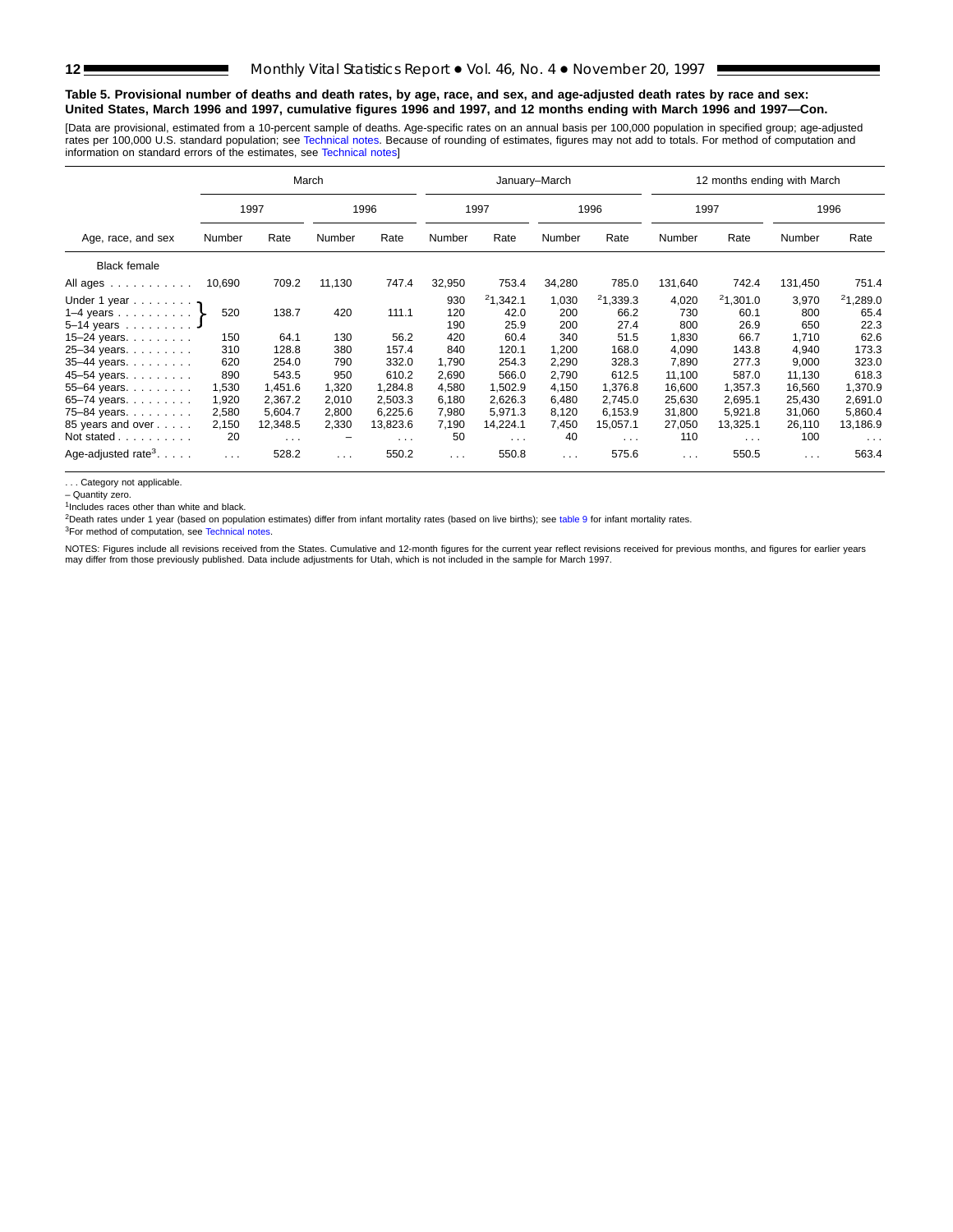**Table 5. Provisional number of deaths and death rates, by age, race, and sex, and age-adjusted death rates by race and sex: United States, March 1996 and 1997, cumulative figures 1996 and 1997, and 12 months ending with March 1996 and 1997—Con.**

[Data are provisional, estimated from a 10-percent sample of deaths. Age-specific rates on an annual basis per 100,000 population in specified group; age-adjusted rates per 100,000 U.S. standard population; see Technical notes. Because of rounding of estimates, figures may not add to totals. For method of computation and information on standard errors of the estimates, see Technical notes]

| Age, race, and sex | March | | | | January–March | | | | 12 months ending with March | | | |
|---|---|---|---|---|---|---|---|---|---|---|---|---|
| | 1997 | | 1996 | | 1997 | | 1996 | | 1997 | | 1996 | |
| | Number | Rate | Number | Rate | Number | Rate | Number | Rate | Number | Rate | Number | Rate |
| Black female | | | | | | | | | | | | |
| All ages | 10,690 | 709.2 | 11,130 | 747.4 | 32,950 | 753.4 | 34,280 | 785.0 | 131,640 | 742.4 | 131,450 | 751.4 |
| Under 1 year | 520 | 138.7 | 420 | 111.1 | 930 | [2]1,342.1 | 1,030 | [2]1,339.3 | 4,020 | [2]1,301.0 | 3,970 | [2]1,289.0 |
| 1–4 years | | | | | 120 | 42.0 | 200 | 66.2 | 730 | 60.1 | 800 | 65.4 |
| 5–14 years | | | | | 190 | 25.9 | 200 | 27.4 | 800 | 26.9 | 650 | 22.3 |
| 15–24 years | 150 | 64.1 | 130 | 56.2 | 420 | 60.4 | 340 | 51.5 | 1,830 | 66.7 | 1,710 | 62.6 |
| 25–34 years | 310 | 128.8 | 380 | 157.4 | 840 | 120.1 | 1,200 | 168.0 | 4,090 | 143.8 | 4,940 | 173.3 |
| 35–44 years | 620 | 254.0 | 790 | 332.0 | 1,790 | 254.3 | 2,290 | 328.3 | 7,890 | 277.3 | 9,000 | 323.0 |
| 45–54 years | 890 | 543.5 | 950 | 610.2 | 2,690 | 566.0 | 2,790 | 612.5 | 11,100 | 587.0 | 11,130 | 618.3 |
| 55–64 years | 1,530 | 1,451.6 | 1,320 | 1,284.8 | 4,580 | 1,502.9 | 4,150 | 1,376.8 | 16,600 | 1,357.3 | 16,560 | 1,370.9 |
| 65–74 years | 1,920 | 2,367.2 | 2,010 | 2,503.3 | 6,180 | 2,626.3 | 6,480 | 2,745.0 | 25,630 | 2,695.1 | 25,430 | 2,691.0 |
| 75–84 years | 2,580 | 5,604.7 | 2,800 | 6,225.6 | 7,980 | 5,971.3 | 8,120 | 6,153.9 | 31,800 | 5,921.8 | 31,060 | 5,860.4 |
| 85 years and over | 2,150 | 12,348.5 | 2,330 | 13,823.6 | 7,190 | 14,224.1 | 7,450 | 15,057.1 | 27,050 | 13,325.1 | 26,110 | 13,186.9 |
| Not stated | 20 | . . . | – | . . . | 50 | . . . | 40 | . . . | 110 | . . . | 100 | . . . |
| Age-adjusted rate[3] | . . . | 528.2 | . . . | 550.2 | . . . | 550.8 | . . . | 575.6 | . . . | 550.5 | . . . | 563.4 |

. . . Category not applicable.

– Quantity zero.

[1]Includes races other than white and black.

[2]Death rates under 1 year (based on population estimates) differ from infant mortality rates (based on live births); see table 9 for infant mortality rates.

[3]For method of computation, see Technical notes.

NOTES: Figures include all revisions received from the States. Cumulative and 12-month figures for the current year reflect revisions received for previous months, and figures for earlier years may differ from those previously published. Data include adjustments for Utah, which is not included in the sample for March 1997.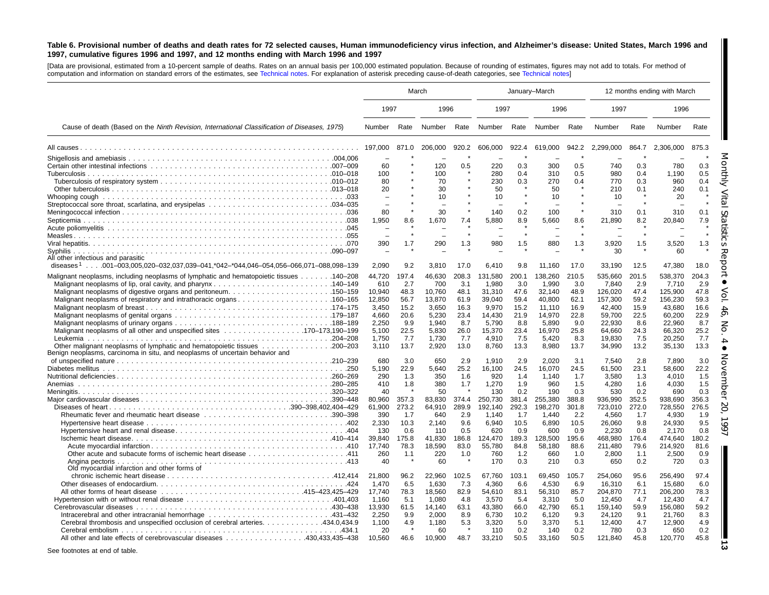**Table 6. Provisional number of deaths and death rates for 72 selected causes, Human immunodeficiency virus infection, and Alzheimer's disease: United States, March 1996 and 1997, cumulative figures 1996 and 1997, and 12 months ending with March 1996 and 1997**

[Data are provisional, estimated from a 10-percent sample of deaths. Rates on an annual basis per 100,000 estimated population. Because of rounding of estimates, figures may not add to totals. For method of computation and information on standard errors of the estimates, see Technical notes. For explanation of asterisk preceding cause-of-death categories, see Technical notes]

| Cause of death (Based on the *Ninth Revision, International Classification of Diseases, 1975*) | March | | | | January–March | | | | 12 months ending with March | | | |
|---|---|---|---|---|---|---|---|---|---|---|---|---|
| | 1997 | | 1996 | | 1997 | | 1996 | | 1997 | | 1996 | |
| | Number | Rate | Number | Rate | Number | Rate | Number | Rate | Number | Rate | Number | Rate |
| All causes | 197,000 | 871.0 | 206,000 | 920.2 | 606,000 | 922.4 | 619,000 | 942.2 | 2,299,000 | 864.7 | 2,306,000 | 875.3 |
| Shigellosis and amebiasis ....004,006 | – | * | – | * | – | * | – | * | – | * | – | * |
| Certain other intestinal infections ....007–009 | 60 | * | 120 | 0.5 | 220 | 0.3 | 300 | 0.5 | 740 | 0.3 | 780 | 0.3 |
| Tuberculosis ....010–018 | 100 | * | 100 | * | 280 | 0.4 | 310 | 0.5 | 980 | 0.4 | 1,190 | 0.5 |
| Tuberculosis of respiratory system ....010–012 | 80 | * | 70 | * | 230 | 0.3 | 270 | 0.4 | 770 | 0.3 | 960 | 0.4 |
| Other tuberculosis ....013–018 | 20 | * | 30 | * | 50 | * | 50 | * | 210 | 0.1 | 240 | 0.1 |
| Whooping cough ....033 | – | * | 10 | * | 10 | * | 10 | * | 10 | * | 20 | * |
| Streptococcal sore throat, scarlatina, and erysipelas ....034–035 | – | * | – | * | – | * | – | * | – | * | – | * |
| Meningococcal infection ....036 | 80 | * | 30 | * | 140 | 0.2 | 100 | * | 310 | 0.1 | 310 | 0.1 |
| Septicemia ....038 | 1,950 | 8.6 | 1,670 | 7.4 | 5,880 | 8.9 | 5,660 | 8.6 | 21,890 | 8.2 | 20,840 | 7.9 |
| Acute poliomyelitis ....045 | – | * | – | * | – | * | – | * | – | * | – | * |
| Measles ....055 | – | * | – | * | – | * | – | * | – | * | – | * |
| Viral hepatitis ....070 | 390 | 1.7 | 290 | 1.3 | 980 | 1.5 | 880 | 1.3 | 3,920 | 1.5 | 3,520 | 1.3 |
| Syphilis ....090–097 | – | * | – | * | – | * | – | * | 30 | * | 60 | * |
| All other infectious and parasitic diseases[1] ... .001–003,005,020–032,037,039–041,*042–*044,046–054,056–066,071–088,098–139 | 2,090 | 9.2 | 3,810 | 17.0 | 6,410 | 9.8 | 11,160 | 17.0 | 33,190 | 12.5 | 47,380 | 18.0 |
| Malignant neoplasms, including neoplasms of lymphatic and hematopoietic tissues ....140–208 | 44,720 | 197.4 | 46,630 | 208.3 | 131,580 | 200.1 | 138,260 | 210.5 | 535,660 | 201.5 | 538,370 | 204.3 |
| Malignant neoplasms of lip, oral cavity, and pharynx ....140–149 | 610 | 2.7 | 700 | 3.1 | 1,980 | 3.0 | 1,990 | 3.0 | 7,840 | 2.9 | 7,710 | 2.9 |
| Malignant neoplasms of digestive organs and peritoneum ....150–159 | 10,940 | 48.3 | 10,760 | 48.1 | 31,310 | 47.6 | 32,140 | 48.9 | 126,020 | 47.4 | 125,900 | 47.8 |
| Malignant neoplasms of respiratory and intrathoracic organs ....160–165 | 12,850 | 56.7 | 13,870 | 61.9 | 39,040 | 59.4 | 40,800 | 62.1 | 157,300 | 59.2 | 156,230 | 59.3 |
| Malignant neoplasm of breast ....174–175 | 3,450 | 15.2 | 3,650 | 16.3 | 9,970 | 15.2 | 11,110 | 16.9 | 42,400 | 15.9 | 43,680 | 16.6 |
| Malignant neoplasms of genital organs ....179–187 | 4,660 | 20.6 | 5,230 | 23.4 | 14,430 | 21.9 | 14,970 | 22.8 | 59,700 | 22.5 | 60,200 | 22.9 |
| Malignant neoplasms of urinary organs ....188–189 | 2,250 | 9.9 | 1,940 | 8.7 | 5,790 | 8.8 | 5,890 | 9.0 | 22,930 | 8.6 | 22,960 | 8.7 |
| Malignant neoplasms of all other and unspecified sites ....170–173,190–199 | 5,100 | 22.5 | 5,830 | 26.0 | 15,370 | 23.4 | 16,970 | 25.8 | 64,660 | 24.3 | 66,320 | 25.2 |
| Leukemia ....204–208 | 1,750 | 7.7 | 1,730 | 7.7 | 4,910 | 7.5 | 5,420 | 8.3 | 19,830 | 7.5 | 20,250 | 7.7 |
| Other malignant neoplasms of lymphatic and hematopoietic tissues ....200–203 | 3,110 | 13.7 | 2,920 | 13.0 | 8,760 | 13.3 | 8,980 | 13.7 | 34,990 | 13.2 | 35,130 | 13.3 |
| Benign neoplasms, carcinoma in situ, and neoplasms of uncertain behavior and of unspecified nature ....210–239 | 680 | 3.0 | 650 | 2.9 | 1,910 | 2.9 | 2,020 | 3.1 | 7,540 | 2.8 | 7,890 | 3.0 |
| Diabetes mellitus ....250 | 5,190 | 22.9 | 5,640 | 25.2 | 16,100 | 24.5 | 16,070 | 24.5 | 61,500 | 23.1 | 58,600 | 22.2 |
| Nutritional deficiencies ....260–269 | 290 | 1.3 | 350 | 1.6 | 920 | 1.4 | 1,140 | 1.7 | 3,580 | 1.3 | 4,010 | 1.5 |
| Anemias ....280–285 | 410 | 1.8 | 380 | 1.7 | 1,270 | 1.9 | 960 | 1.5 | 4,280 | 1.6 | 4,030 | 1.5 |
| Meningitis ....320–322 | 40 | * | 50 | * | 130 | 0.2 | 190 | 0.3 | 530 | 0.2 | 690 | 0.3 |
| Major cardiovascular diseases ....390–448 | 80,960 | 357.3 | 83,830 | 374.4 | 250,730 | 381.4 | 255,380 | 388.8 | 936,990 | 352.5 | 938,690 | 356.3 |
| Diseases of heart ....390–398,402,404–429 | 61,900 | 273.2 | 64,910 | 289.9 | 192,140 | 292.3 | 198,270 | 301.8 | 723,010 | 272.0 | 728,550 | 276.5 |
| Rheumatic fever and rheumatic heart disease ....390–398 | 390 | 1.7 | 640 | 2.9 | 1,140 | 1.7 | 1,440 | 2.2 | 4,560 | 1.7 | 4,930 | 1.9 |
| Hypertensive heart disease ....402 | 2,330 | 10.3 | 2,140 | 9.6 | 6,940 | 10.5 | 6,890 | 10.5 | 26,060 | 9.8 | 24,930 | 9.5 |
| Hypertensive heart and renal disease ....404 | 130 | 0.6 | 110 | 0.5 | 620 | 0.9 | 600 | 0.9 | 2,230 | 0.8 | 2,170 | 0.8 |
| Ischemic heart disease ....410–414 | 39,840 | 175.8 | 41,830 | 186.8 | 124,470 | 189.3 | 128,500 | 195.6 | 468,980 | 176.4 | 474,640 | 180.2 |
| Acute myocardial infarction ....410 | 17,740 | 78.3 | 18,590 | 83.0 | 55,780 | 84.8 | 58,180 | 88.6 | 211,480 | 79.6 | 214,920 | 81.6 |
| Other acute and subacute forms of ischemic heart disease ....411 | 260 | 1.1 | 220 | 1.0 | 760 | 1.2 | 660 | 1.0 | 2,800 | 1.1 | 2,500 | 0.9 |
| Angina pectoris ....413 | 40 | * | 60 | * | 170 | 0.3 | 210 | 0.3 | 650 | 0.2 | 720 | 0.3 |
| Old myocardial infarction and other forms of chronic ischemic heart disease ....412,414 | 21,800 | 96.2 | 22,960 | 102.5 | 67,760 | 103.1 | 69,450 | 105.7 | 254,060 | 95.6 | 256,490 | 97.4 |
| Other diseases of endocardium ....424 | 1,470 | 6.5 | 1,630 | 7.3 | 4,360 | 6.6 | 4,530 | 6.9 | 16,310 | 6.1 | 15,680 | 6.0 |
| All other forms of heart disease ....415–423,425–429 | 17,740 | 78.3 | 18,560 | 82.9 | 54,610 | 83.1 | 56,310 | 85.7 | 204,870 | 77.1 | 206,200 | 78.3 |
| Hypertension with or without renal disease ....401,403 | 1,160 | 5.1 | 1,080 | 4.8 | 3,570 | 5.4 | 3,310 | 5.0 | 12,450 | 4.7 | 12,430 | 4.7 |
| Cerebrovascular diseases ....430–438 | 13,930 | 61.5 | 14,140 | 63.1 | 43,380 | 66.0 | 42,790 | 65.1 | 159,140 | 59.9 | 156,080 | 59.2 |
| Intracerebral and other intracranial hemorrhage ....431–432 | 2,250 | 9.9 | 2,000 | 8.9 | 6,730 | 10.2 | 6,120 | 9.3 | 24,120 | 9.1 | 21,760 | 8.3 |
| Cerebral thrombosis and unspecified occlusion of cerebral arteries ....434.0,434.9 | 1,100 | 4.9 | 1,180 | 5.3 | 3,320 | 5.0 | 3,370 | 5.1 | 12,400 | 4.7 | 12,900 | 4.9 |
| Cerebral embolism ....434.1 | 20 | * | 60 | * | 110 | 0.2 | 140 | 0.2 | 780 | 0.3 | 650 | 0.2 |
| All other and late effects of cerebrovascular diseases ....430,433,435–438 | 10,560 | 46.6 | 10,900 | 48.7 | 33,210 | 50.5 | 33,160 | 50.5 | 121,840 | 45.8 | 120,770 | 45.8 |

See footnotes at end of table.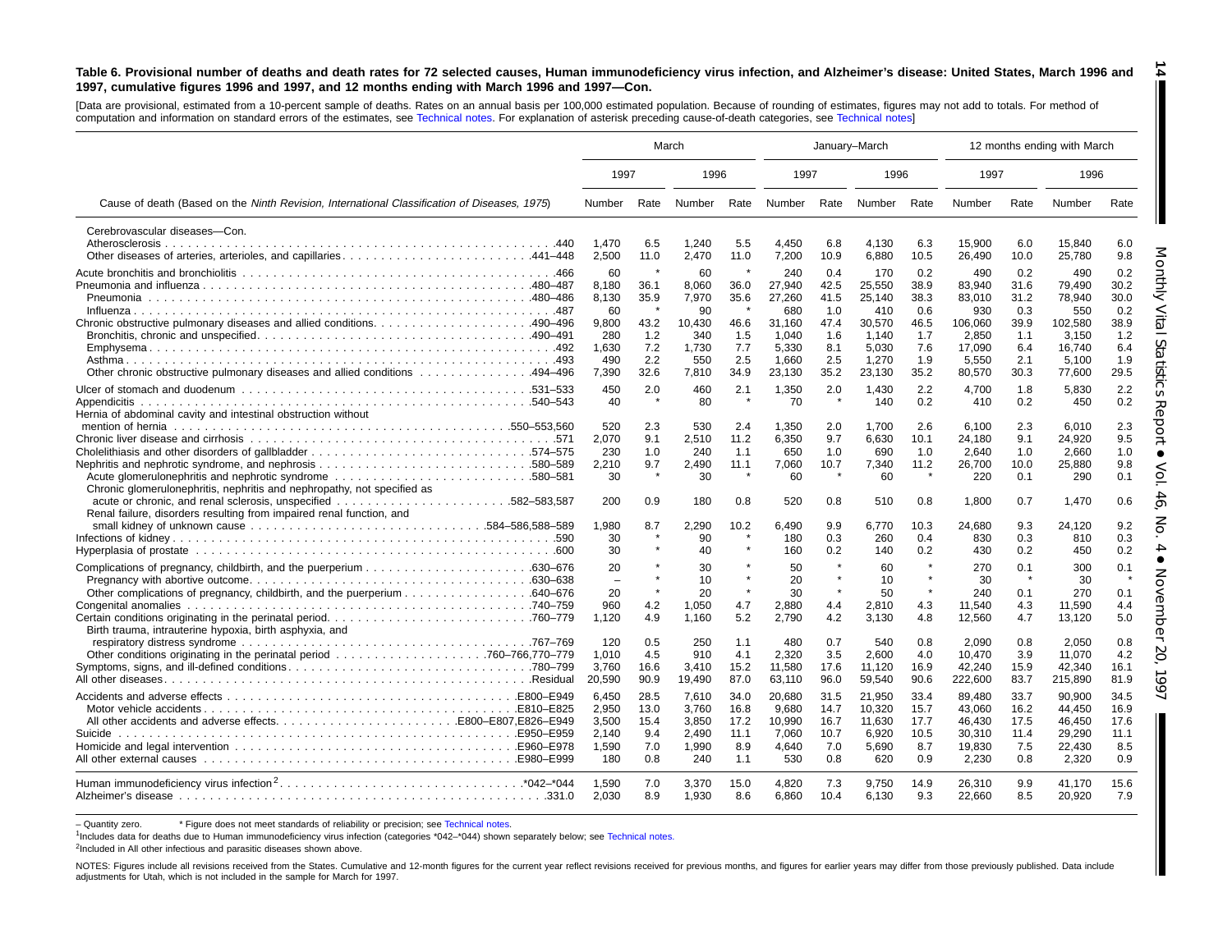**Table 6. Provisional number of deaths and death rates for 72 selected causes, Human immunodeficiency virus infection, and Alzheimer's disease: United States, March 1996 and 1997, cumulative figures 1996 and 1997, and 12 months ending with March 1996 and 1997—Con.**

[Data are provisional, estimated from a 10-percent sample of deaths. Rates on an annual basis per 100,000 estimated population. Because of rounding of estimates, figures may not add to totals. For method of computation and information on standard errors of the estimates, see Technical notes. For explanation of asterisk preceding cause-of-death categories, see Technical notes]

| Cause of death (Based on the *Ninth Revision, International Classification of Diseases, 1975*) | March | | | | January–March | | | | 12 months ending with March | | | |
|---|---|---|---|---|---|---|---|---|---|---|---|---|
| | 1997 | | 1996 | | 1997 | | 1996 | | 1997 | | 1996 | |
| | Number | Rate | Number | Rate | Number | Rate | Number | Rate | Number | Rate | Number | Rate |
| Cerebrovascular diseases—Con. | | | | | | | | | | | | |
| Atherosclerosis .440 | 1,470 | 6.5 | 1,240 | 5.5 | 4,450 | 6.8 | 4,130 | 6.3 | 15,900 | 6.0 | 15,840 | 6.0 |
| Other diseases of arteries, arterioles, and capillaries .441–448 | 2,500 | 11.0 | 2,470 | 11.0 | 7,200 | 10.9 | 6,880 | 10.5 | 26,490 | 10.0 | 25,780 | 9.8 |
| Acute bronchitis and bronchiolitis .466 | 60 | * | 60 | * | 240 | 0.4 | 170 | 0.2 | 490 | 0.2 | 490 | 0.2 |
| Pneumonia and influenza .480–487 | 8,180 | 36.1 | 8,060 | 36.0 | 27,940 | 42.5 | 25,550 | 38.9 | 83,940 | 31.6 | 79,490 | 30.2 |
| Pneumonia .480–486 | 8,130 | 35.9 | 7,970 | 35.6 | 27,260 | 41.5 | 25,140 | 38.3 | 83,010 | 31.2 | 78,940 | 30.0 |
| Influenza .487 | 60 | * | 90 | * | 680 | 1.0 | 410 | 0.6 | 930 | 0.3 | 550 | 0.2 |
| Chronic obstructive pulmonary diseases and allied conditions .490–496 | 9,800 | 43.2 | 10,430 | 46.6 | 31,160 | 47.4 | 30,570 | 46.5 | 106,060 | 39.9 | 102,580 | 38.9 |
| Bronchitis, chronic and unspecified .490–491 | 280 | 1.2 | 340 | 1.5 | 1,040 | 1.6 | 1,140 | 1.7 | 2,850 | 1.1 | 3,150 | 1.2 |
| Emphysema .492 | 1,630 | 7.2 | 1,730 | 7.7 | 5,330 | 8.1 | 5,030 | 7.6 | 17,090 | 6.4 | 16,740 | 6.4 |
| Asthma .493 | 490 | 2.2 | 550 | 2.5 | 1,660 | 2.5 | 1,270 | 1.9 | 5,550 | 2.1 | 5,100 | 1.9 |
| Other chronic obstructive pulmonary diseases and allied conditions .494–496 | 7,390 | 32.6 | 7,810 | 34.9 | 23,130 | 35.2 | 23,130 | 35.2 | 80,570 | 30.3 | 77,600 | 29.5 |
| Ulcer of stomach and duodenum .531–533 | 450 | 2.0 | 460 | 2.1 | 1,350 | 2.0 | 1,430 | 2.2 | 4,700 | 1.8 | 5,830 | 2.2 |
| Appendicitis .540–543 | 40 | * | 80 | * | 70 | * | 140 | 0.2 | 410 | 0.2 | 450 | 0.2 |
| Hernia of abdominal cavity and intestinal obstruction without mention of hernia .550–553,560 | 520 | 2.3 | 530 | 2.4 | 1,350 | 2.0 | 1,700 | 2.6 | 6,100 | 2.3 | 6,010 | 2.3 |
| Chronic liver disease and cirrhosis .571 | 2,070 | 9.1 | 2,510 | 11.2 | 6,350 | 9.7 | 6,630 | 10.1 | 24,180 | 9.1 | 24,920 | 9.5 |
| Cholelithiasis and other disorders of gallbladder .574–575 | 230 | 1.0 | 240 | 1.1 | 650 | 1.0 | 690 | 1.0 | 2,640 | 1.0 | 2,660 | 1.0 |
| Nephritis, nephrotic syndrome, and nephrosis .580–589 | 2,210 | 9.7 | 2,490 | 11.1 | 7,060 | 10.7 | 7,340 | 11.2 | 26,700 | 10.0 | 25,880 | 9.8 |
| Acute glomerulonephritis and nephrotic syndrome .580–581 | 30 | * | 30 | * | 60 | * | 60 | * | 220 | 0.1 | 290 | 0.1 |
| Chronic glomerulonephritis, nephritis and nephropathy, not specified as acute or chronic, and renal sclerosis, unspecified .582–583,587 | 200 | 0.9 | 180 | 0.8 | 520 | 0.8 | 510 | 0.8 | 1,800 | 0.7 | 1,470 | 0.6 |
| Renal failure, disorders resulting from impaired renal function, and small kidney of unknown cause .584–586,588–589 | 1,980 | 8.7 | 2,290 | 10.2 | 6,490 | 9.9 | 6,770 | 10.3 | 24,680 | 9.3 | 24,120 | 9.2 |
| Infections of kidney .590 | 30 | * | 90 | * | 180 | 0.3 | 260 | 0.4 | 830 | 0.3 | 810 | 0.3 |
| Hyperplasia of prostate .600 | 30 | * | 40 | * | 160 | 0.2 | 140 | 0.2 | 430 | 0.2 | 450 | 0.2 |
| Complications of pregnancy, childbirth, and the puerperium .630–676 | 20 | * | 30 | * | 50 | * | 60 | * | 270 | 0.1 | 300 | 0.1 |
| Pregnancy with abortive outcome .630–638 | – | * | 10 | * | 20 | * | 10 | * | 30 | * | 30 | * |
| Other complications of pregnancy, childbirth, and the puerperium .640–676 | 20 | * | 20 | * | 30 | * | 50 | * | 240 | 0.1 | 270 | 0.1 |
| Congenital anomalies .740–759 | 960 | 4.2 | 1,050 | 4.7 | 2,880 | 4.4 | 2,810 | 4.3 | 11,540 | 4.3 | 11,590 | 4.4 |
| Certain conditions originating in the perinatal period .760–779 | 1,120 | 4.9 | 1,160 | 5.2 | 2,790 | 4.2 | 3,130 | 4.8 | 12,560 | 4.7 | 13,120 | 5.0 |
| Birth trauma, intrauterine hypoxia, birth asphyxia, and respiratory distress syndrome .767–769 | 120 | 0.5 | 250 | 1.1 | 480 | 0.7 | 540 | 0.8 | 2,090 | 0.8 | 2,050 | 0.8 |
| Other conditions originating in the perinatal period .760–766,770–779 | 1,010 | 4.5 | 910 | 4.1 | 2,320 | 3.5 | 2,600 | 4.0 | 10,470 | 3.9 | 11,070 | 4.2 |
| Symptoms, signs, and ill-defined conditions .780–799 | 3,760 | 16.6 | 3,410 | 15.2 | 11,580 | 17.6 | 11,120 | 16.9 | 42,240 | 15.9 | 42,340 | 16.1 |
| All other diseases .Residual | 20,590 | 90.9 | 19,490 | 87.0 | 63,110 | 96.0 | 59,540 | 90.6 | 222,600 | 83.7 | 215,890 | 81.9 |
| Accidents and adverse effects .E800–E949 | 6,450 | 28.5 | 7,610 | 34.0 | 20,680 | 31.5 | 21,950 | 33.4 | 89,480 | 33.7 | 90,900 | 34.5 |
| Motor vehicle accidents .E810–E825 | 2,950 | 13.0 | 3,760 | 16.8 | 9,680 | 14.7 | 10,320 | 15.7 | 43,060 | 16.2 | 44,450 | 16.9 |
| All other accidents and adverse effects .E800–E807,E826–E949 | 3,500 | 15.4 | 3,850 | 17.2 | 10,990 | 16.7 | 11,630 | 17.7 | 46,430 | 17.5 | 46,450 | 17.6 |
| Suicide .E950–E959 | 2,140 | 9.4 | 2,490 | 11.1 | 7,060 | 10.7 | 6,920 | 10.5 | 30,310 | 11.4 | 29,290 | 11.1 |
| Homicide and legal intervention .E960–E978 | 1,590 | 7.0 | 1,990 | 8.9 | 4,640 | 7.0 | 5,690 | 8.7 | 19,830 | 7.5 | 22,430 | 8.5 |
| All other external causes .E980–E999 | 180 | 0.8 | 240 | 1.1 | 530 | 0.8 | 620 | 0.9 | 2,230 | 0.8 | 2,320 | 0.9 |
| Human immunodeficiency virus infection[2] .*042–*044 | 1,590 | 7.0 | 3,370 | 15.0 | 4,820 | 7.3 | 9,750 | 14.9 | 26,310 | 9.9 | 41,170 | 15.6 |
| Alzheimer's disease .331.0 | 2,030 | 8.9 | 1,930 | 8.6 | 6,860 | 10.4 | 6,130 | 9.3 | 22,660 | 8.5 | 20,920 | 7.9 |

– Quantity zero. * Figure does not meet standards of reliability or precision; see Technical notes.

[1]Includes data for deaths due to Human immunodeficiency virus infection (categories *042–*044) shown separately below; see Technical notes.

[2]Included in All other infectious and parasitic diseases shown above.

NOTES: Figures include all revisions received from the States. Cumulative and 12-month figures for the current year reflect revisions received for previous months, and figures for earlier years may differ from those previously published. Data include adjustments for Utah, which is not included in the sample for March for 1997.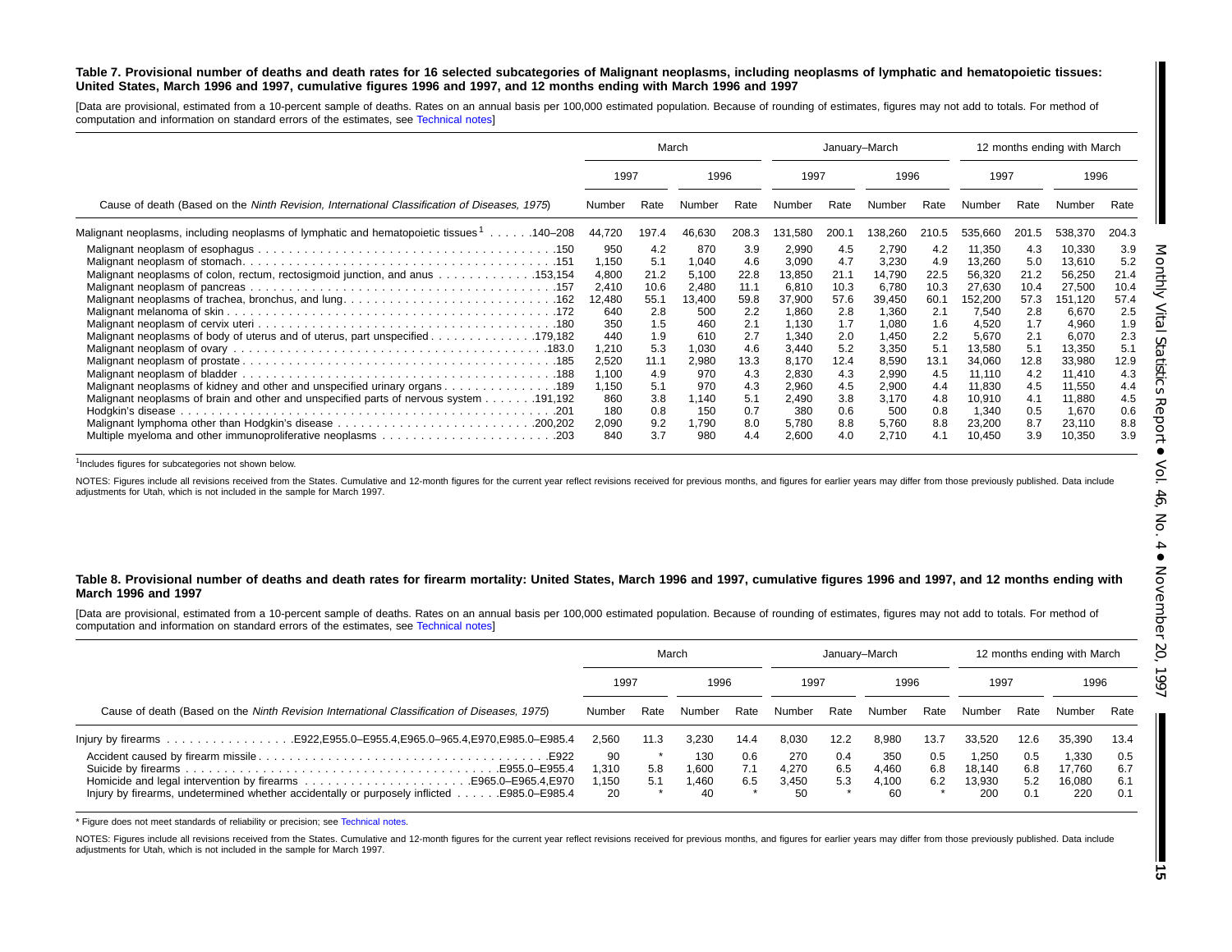**Table 7. Provisional number of deaths and death rates for 16 selected subcategories of Malignant neoplasms, including neoplasms of lymphatic and hematopoietic tissues: United States, March 1996 and 1997, cumulative figures 1996 and 1997, and 12 months ending with March 1996 and 1997**

[Data are provisional, estimated from a 10-percent sample of deaths. Rates on an annual basis per 100,000 estimated population. Because of rounding of estimates, figures may not add to totals. For method of computation and information on standard errors of the estimates, see Technical notes]

| Cause of death (Based on the *Ninth Revision, International Classification of Diseases, 1975*) | March | | | | January–March | | | | 12 months ending with March | | | |
|---|---|---|---|---|---|---|---|---|---|---|---|---|
| | 1997 | | 1996 | | 1997 | | 1996 | | 1997 | | 1996 | |
| | Number | Rate | Number | Rate | Number | Rate | Number | Rate | Number | Rate | Number | Rate |
| Malignant neoplasms, including neoplasms of lymphatic and hematopoietic tissues[1] . . . . . .140–208 | 44,720 | 197.4 | 46,630 | 208.3 | 131,580 | 200.1 | 138,260 | 210.5 | 535,660 | 201.5 | 538,370 | 204.3 |
| Malignant neoplasm of esophagus . . . . . . . . . .150 | 950 | 4.2 | 870 | 3.9 | 2,990 | 4.5 | 2,790 | 4.2 | 11,350 | 4.3 | 10,330 | 3.9 |
| Malignant neoplasm of stomach. . . . . . . . . .151 | 1,150 | 5.1 | 1,040 | 4.6 | 3,090 | 4.7 | 3,230 | 4.9 | 13,260 | 5.0 | 13,610 | 5.2 |
| Malignant neoplasms of colon, rectum, rectosigmoid junction, and anus . . . . . . . . . . . .153,154 | 4,800 | 21.2 | 5,100 | 22.8 | 13,850 | 21.1 | 14,790 | 22.5 | 56,320 | 21.2 | 56,250 | 21.4 |
| Malignant neoplasm of pancreas . . . . . . . . . .157 | 2,410 | 10.6 | 2,480 | 11.1 | 6,810 | 10.3 | 6,780 | 10.3 | 27,630 | 10.4 | 27,500 | 10.4 |
| Malignant neoplasms of trachea, bronchus, and lung. . . . . . . . . .162 | 12,480 | 55.1 | 13,400 | 59.8 | 37,900 | 57.6 | 39,450 | 60.1 | 152,200 | 57.3 | 151,120 | 57.4 |
| Malignant melanoma of skin . . . . . . . . . .172 | 640 | 2.8 | 500 | 2.2 | 1,860 | 2.8 | 1,360 | 2.1 | 7,540 | 2.8 | 6,670 | 2.5 |
| Malignant neoplasm of cervix uteri . . . . . . . . . .180 | 350 | 1.5 | 460 | 2.1 | 1,130 | 1.7 | 1,080 | 1.6 | 4,520 | 1.7 | 4,960 | 1.9 |
| Malignant neoplasms of body of uterus and of uterus, part unspecified . . . . . . . . . . . . .179,182 | 440 | 1.9 | 610 | 2.7 | 1,340 | 2.0 | 1,450 | 2.2 | 5,670 | 2.1 | 6,070 | 2.3 |
| Malignant neoplasm of ovary . . . . . . . . . .183.0 | 1,210 | 5.3 | 1,030 | 4.6 | 3,440 | 5.2 | 3,350 | 5.1 | 13,580 | 5.1 | 13,350 | 5.1 |
| Malignant neoplasm of prostate . . . . . . . . . .185 | 2,520 | 11.1 | 2,980 | 13.3 | 8,170 | 12.4 | 8,590 | 13.1 | 34,060 | 12.8 | 33,980 | 12.9 |
| Malignant neoplasm of bladder . . . . . . . . . .188 | 1,100 | 4.9 | 970 | 4.3 | 2,830 | 4.3 | 2,990 | 4.5 | 11,110 | 4.2 | 11,410 | 4.3 |
| Malignant neoplasms of kidney and other and unspecified urinary organs . . . . . . . . . . . . . .189 | 1,150 | 5.1 | 970 | 4.3 | 2,960 | 4.5 | 2,900 | 4.4 | 11,830 | 4.5 | 11,550 | 4.4 |
| Malignant neoplasms of brain and other and unspecified parts of nervous system . . . . . . .191,192 | 860 | 3.8 | 1,140 | 5.1 | 2,490 | 3.8 | 3,170 | 4.8 | 10,910 | 4.1 | 11,880 | 4.5 |
| Hodgkin's disease . . . . . . . . . .201 | 180 | 0.8 | 150 | 0.7 | 380 | 0.6 | 500 | 0.8 | 1,340 | 0.5 | 1,670 | 0.6 |
| Malignant lymphoma other than Hodgkin's disease . . . . . . . . . .200,202 | 2,090 | 9.2 | 1,790 | 8.0 | 5,780 | 8.8 | 5,760 | 8.8 | 23,200 | 8.7 | 23,110 | 8.8 |
| Multiple myeloma and other immunoproliferative neoplasms . . . . . . . . . .203 | 840 | 3.7 | 980 | 4.4 | 2,600 | 4.0 | 2,710 | 4.1 | 10,450 | 3.9 | 10,350 | 3.9 |

[1]Includes figures for subcategories not shown below.

NOTES: Figures include all revisions received from the States. Cumulative and 12-month figures for the current year reflect revisions received for previous months, and figures for earlier years may differ from those previously published. Data include adjustments for Utah, which is not included in the sample for March 1997.

**Table 8. Provisional number of deaths and death rates for firearm mortality: United States, March 1996 and 1997, cumulative figures 1996 and 1997, and 12 months ending with March 1996 and 1997**

[Data are provisional, estimated from a 10-percent sample of deaths. Rates on an annual basis per 100,000 estimated population. Because of rounding of estimates, figures may not add to totals. For method of computation and information on standard errors of the estimates, see Technical notes]

| Cause of death (Based on the *Ninth Revision International Classification of Diseases, 1975*) | March | | | | January–March | | | | 12 months ending with March | | | |
|---|---|---|---|---|---|---|---|---|---|---|---|---|
| | 1997 | | 1996 | | 1997 | | 1996 | | 1997 | | 1996 | |
| | Number | Rate | Number | Rate | Number | Rate | Number | Rate | Number | Rate | Number | Rate |
| Injury by firearms . . . . . . . . . . . . . . . . .E922,E955.0–E955.4,E965.0–965.4,E970,E985.0–E985.4 | 2,560 | 11.3 | 3,230 | 14.4 | 8,030 | 12.2 | 8,980 | 13.7 | 33,520 | 12.6 | 35,390 | 13.4 |
| Accident caused by firearm missile . . . . . . . . . .E922 | 90 | * | 130 | 0.6 | 270 | 0.4 | 350 | 0.5 | 1,250 | 0.5 | 1,330 | 0.5 |
| Suicide by firearms . . . . . . . . . .E955.0–E955.4 | 1,310 | 5.8 | 1,600 | 7.1 | 4,270 | 6.5 | 4,460 | 6.8 | 18,140 | 6.8 | 17,760 | 6.7 |
| Homicide and legal intervention by firearms . . . . . . . . . . . . . . . . . . . . .E965.0–E965.4,E970 | 1,150 | 5.1 | 1,460 | 6.5 | 3,450 | 5.3 | 4,100 | 6.2 | 13,930 | 5.2 | 16,080 | 6.1 |
| Injury by firearms, undetermined whether accidentally or purposely inflicted . . . . . .E985.0–E985.4 | 20 | * | 40 | * | 50 | * | 60 | * | 200 | 0.1 | 220 | 0.1 |

* Figure does not meet standards of reliability or precision; see Technical notes.

NOTES: Figures include all revisions received from the States. Cumulative and 12-month figures for the current year reflect revisions received for previous months, and figures for earlier years may differ from those previously published. Data include adjustments for Utah, which is not included in the sample for March 1997.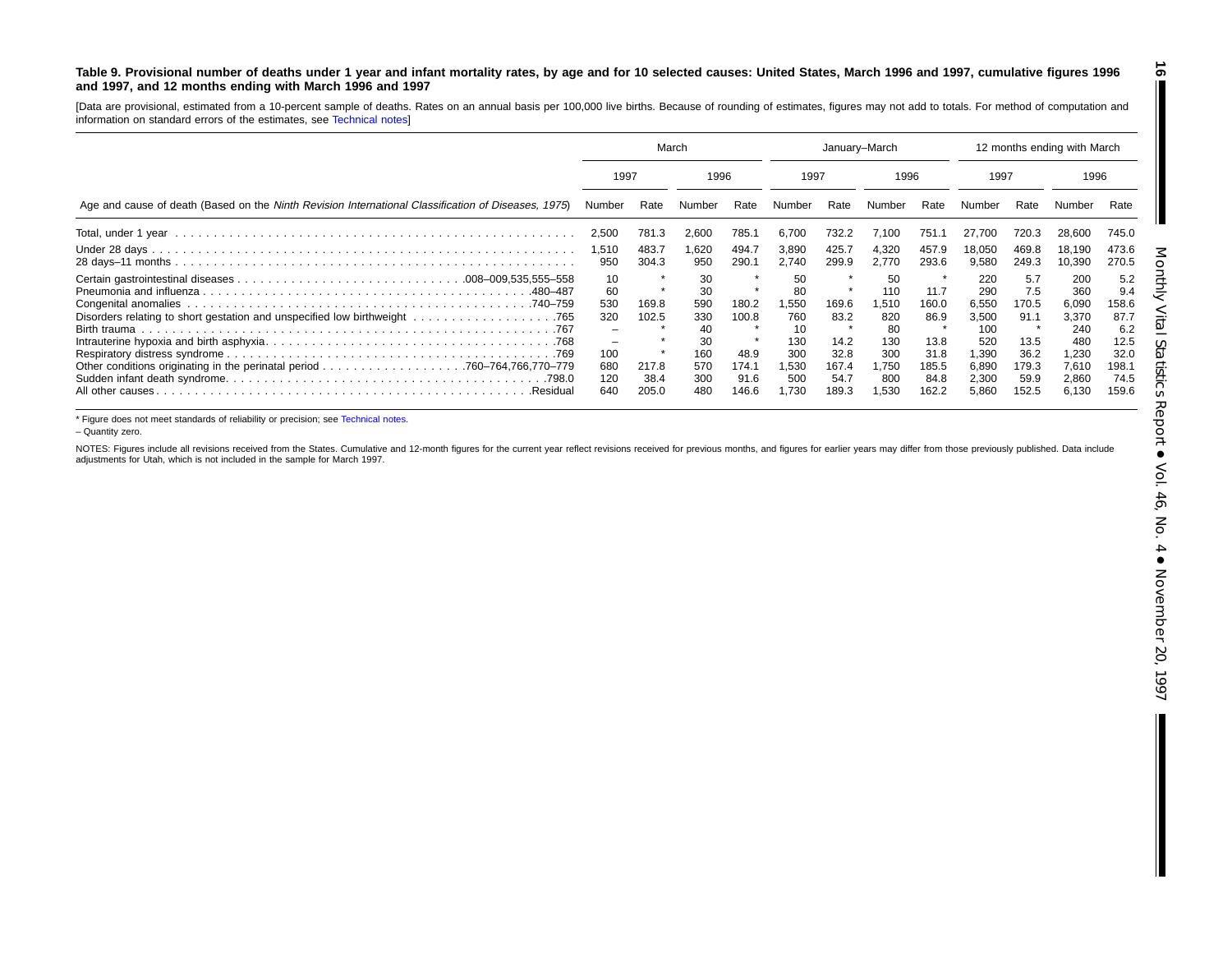**Table 9. Provisional number of deaths under 1 year and infant mortality rates, by age and for 10 selected causes: United States, March 1996 and 1997, cumulative figures 1996 and 1997, and 12 months ending with March 1996 and 1997**

[Data are provisional, estimated from a 10-percent sample of deaths. Rates on an annual basis per 100,000 live births. Because of rounding of estimates, figures may not add to totals. For method of computation and information on standard errors of the estimates, see Technical notes]

| Age and cause of death (Based on the *Ninth Revision International Classification of Diseases, 1975*) | March | | | | January–March | | | | 12 months ending with March | | | |
|---|---|---|---|---|---|---|---|---|---|---|---|---|
| | 1997 | | 1996 | | 1997 | | 1996 | | 1997 | | 1996 | |
| | Number | Rate | Number | Rate | Number | Rate | Number | Rate | Number | Rate | Number | Rate |
| Total, under 1 year | 2,500 | 781.3 | 2,600 | 785.1 | 6,700 | 732.2 | 7,100 | 751.1 | 27,700 | 720.3 | 28,600 | 745.0 |
| Under 28 days | 1,510 | 483.7 | 1,620 | 494.7 | 3,890 | 425.7 | 4,320 | 457.9 | 18,050 | 469.8 | 18,190 | 473.6 |
| 28 days–11 months | 950 | 304.3 | 950 | 290.1 | 2,740 | 299.9 | 2,770 | 293.6 | 9,580 | 249.3 | 10,390 | 270.5 |
| Certain gastrointestinal diseases .008–009,535,555–558 | 10 | * | 30 | * | 50 | * | 50 | * | 220 | 5.7 | 200 | 5.2 |
| Pneumonia and influenza .480–487 | 60 | * | 30 | * | 80 | * | 110 | 11.7 | 290 | 7.5 | 360 | 9.4 |
| Congenital anomalies .740–759 | 530 | 169.8 | 590 | 180.2 | 1,550 | 169.6 | 1,510 | 160.0 | 6,550 | 170.5 | 6,090 | 158.6 |
| Disorders relating to short gestation and unspecified low birthweight .765 | 320 | 102.5 | 330 | 100.8 | 760 | 83.2 | 820 | 86.9 | 3,500 | 91.1 | 3,370 | 87.7 |
| Birth trauma .767 | – | * | 40 | * | 10 | * | 80 | * | 100 | * | 240 | 6.2 |
| Intrauterine hypoxia and birth asphyxia .768 | – | * | 30 | * | 130 | 14.2 | 130 | 13.8 | 520 | 13.5 | 480 | 12.5 |
| Respiratory distress syndrome .769 | 100 | * | 160 | 48.9 | 300 | 32.8 | 300 | 31.8 | 1,390 | 36.2 | 1,230 | 32.0 |
| Other conditions originating in the perinatal period .760–764,766,770–779 | 680 | 217.8 | 570 | 174.1 | 1,530 | 167.4 | 1,750 | 185.5 | 6,890 | 179.3 | 7,610 | 198.1 |
| Sudden infant death syndrome .798.0 | 120 | 38.4 | 300 | 91.6 | 500 | 54.7 | 800 | 84.8 | 2,300 | 59.9 | 2,860 | 74.5 |
| All other causes .Residual | 640 | 205.0 | 480 | 146.6 | 1,730 | 189.3 | 1,530 | 162.2 | 5,860 | 152.5 | 6,130 | 159.6 |

\* Figure does not meet standards of reliability or precision; see Technical notes.

– Quantity zero.

NOTES: Figures include all revisions received from the States. Cumulative and 12-month figures for the current year reflect revisions received for previous months, and figures for earlier years may differ from those previously published. Data include adjustments for Utah, which is not included in the sample for March 1997.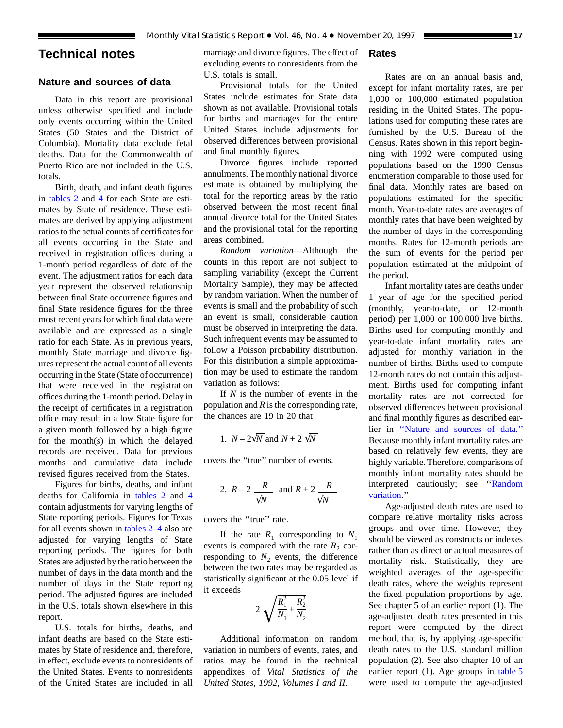# Technical notes

## Nature and sources of data

Data in this report are provisional unless otherwise specified and include only events occurring within the United States (50 States and the District of Columbia). Mortality data exclude fetal deaths. Data for the Commonwealth of Puerto Rico are not included in the U.S. totals.

Birth, death, and infant death figures in tables 2 and 4 for each State are estimates by State of residence. These estimates are derived by applying adjustment ratios to the actual counts of certificates for all events occurring in the State and received in registration offices during a 1-month period regardless of date of the event. The adjustment ratios for each data year represent the observed relationship between final State occurrence figures and final State residence figures for the three most recent years for which final data were available and are expressed as a single ratio for each State. As in previous years, monthly State marriage and divorce figures represent the actual count of all events occurring in the State (State of occurrence) that were received in the registration offices during the 1-month period. Delay in the receipt of certificates in a registration office may result in a low State figure for a given month followed by a high figure for the month(s) in which the delayed records are received. Data for previous months and cumulative data include revised figures received from the States.

Figures for births, deaths, and infant deaths for California in tables 2 and 4 contain adjustments for varying lengths of State reporting periods. Figures for Texas for all events shown in tables 2–4 also are adjusted for varying lengths of State reporting periods. The figures for both States are adjusted by the ratio between the number of days in the data month and the number of days in the State reporting period. The adjusted figures are included in the U.S. totals shown elsewhere in this report.

U.S. totals for births, deaths, and infant deaths are based on the State estimates by State of residence and, therefore, in effect, exclude events to nonresidents of the United States. Events to nonresidents of the United States are included in all marriage and divorce figures. The effect of excluding events to nonresidents from the U.S. totals is small.

Provisional totals for the United States include estimates for State data shown as not available. Provisional totals for births and marriages for the entire United States include adjustments for observed differences between provisional and final monthly figures.

Divorce figures include reported annulments. The monthly national divorce estimate is obtained by multiplying the total for the reporting areas by the ratio observed between the most recent final annual divorce total for the United States and the provisional total for the reporting areas combined.

*Random variation*—Although the counts in this report are not subject to sampling variability (except the Current Mortality Sample), they may be affected by random variation. When the number of events is small and the probability of such an event is small, considerable caution must be observed in interpreting the data. Such infrequent events may be assumed to follow a Poisson probability distribution. For this distribution a simple approximation may be used to estimate the random variation as follows:

If $N$ is the number of events in the population and $R$ is the corresponding rate, the chances are 19 in 20 that

1. $N - 2\sqrt{N}$ and $N + 2\sqrt{N}$

covers the "true" number of events.

2. $R - 2\dfrac{R}{\sqrt{N}}$ and $R + 2\dfrac{R}{\sqrt{N}}$

covers the "true" rate.

If the rate $R_1$ corresponding to $N_1$ events is compared with the rate $R_2$ corresponding to $N_2$ events, the difference between the two rates may be regarded as statistically significant at the 0.05 level if it exceeds

$$2\sqrt{\frac{R_1^2}{N_1} + \frac{R_2^2}{N_2}}$$

Additional information on random variation in numbers of events, rates, and ratios may be found in the technical appendixes of *Vital Statistics of the United States, 1992, Volumes I and II.*

## Rates

Rates are on an annual basis and, except for infant mortality rates, are per 1,000 or 100,000 estimated population residing in the United States. The populations used for computing these rates are furnished by the U.S. Bureau of the Census. Rates shown in this report beginning with 1992 were computed using populations based on the 1990 Census enumeration comparable to those used for final data. Monthly rates are based on populations estimated for the specific month. Year-to-date rates are averages of monthly rates that have been weighted by the number of days in the corresponding months. Rates for 12-month periods are the sum of events for the period per population estimated at the midpoint of the period.

Infant mortality rates are deaths under 1 year of age for the specified period (monthly, year-to-date, or 12-month period) per 1,000 or 100,000 live births. Births used for computing monthly and year-to-date infant mortality rates are adjusted for monthly variation in the number of births. Births used to compute 12-month rates do not contain this adjustment. Births used for computing infant mortality rates are not corrected for observed differences between provisional and final monthly figures as described earlier in "Nature and sources of data." Because monthly infant mortality rates are based on relatively few events, they are highly variable. Therefore, comparisons of monthly infant mortality rates should be interpreted cautiously; see "Random variation."

Age-adjusted death rates are used to compare relative mortality risks across groups and over time. However, they should be viewed as constructs or indexes rather than as direct or actual measures of mortality risk. Statistically, they are weighted averages of the age-specific death rates, where the weights represent the fixed population proportions by age. See chapter 5 of an earlier report (1). The age-adjusted death rates presented in this report were computed by the direct method, that is, by applying age-specific death rates to the U.S. standard million population (2). See also chapter 10 of an earlier report (1). Age groups in table 5 were used to compute the age-adjusted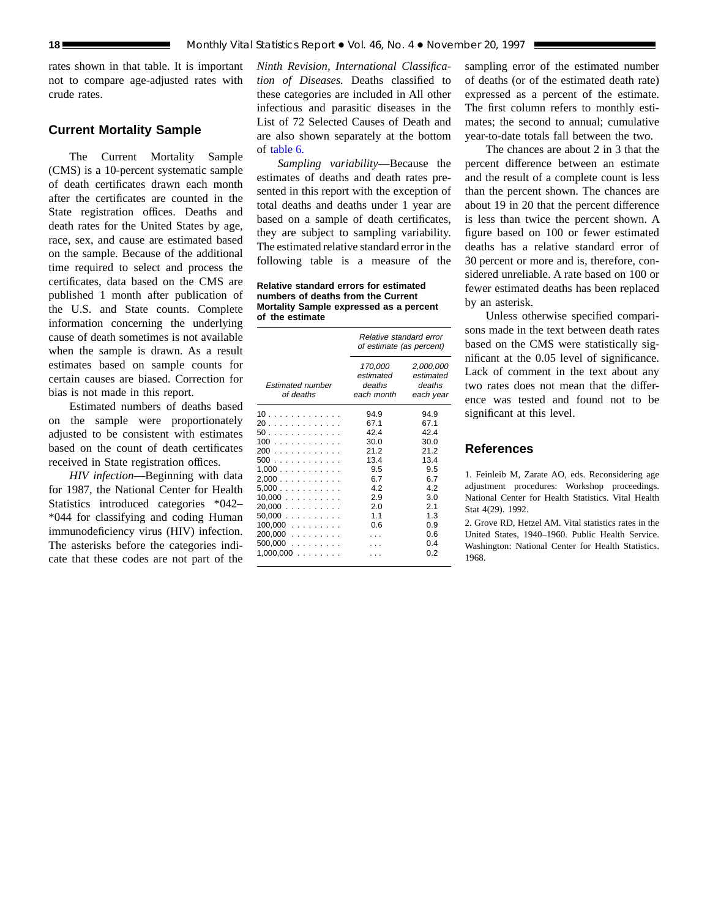rates shown in that table. It is important not to compare age-adjusted rates with crude rates.

## Current Mortality Sample

The Current Mortality Sample (CMS) is a 10-percent systematic sample of death certificates drawn each month after the certificates are counted in the State registration offices. Deaths and death rates for the United States by age, race, sex, and cause are estimated based on the sample. Because of the additional time required to select and process the certificates, data based on the CMS are published 1 month after publication of the U.S. and State counts. Complete information concerning the underlying cause of death sometimes is not available when the sample is drawn. As a result estimates based on sample counts for certain causes are biased. Correction for bias is not made in this report.

Estimated numbers of deaths based on the sample were proportionately adjusted to be consistent with estimates based on the count of death certificates received in State registration offices.

*HIV infection*—Beginning with data for 1987, the National Center for Health Statistics introduced categories *042–*044 for classifying and coding Human immunodeficiency virus (HIV) infection. The asterisks before the categories indicate that these codes are not part of the *Ninth Revision, International Classification of Diseases.* Deaths classified to these categories are included in All other infectious and parasitic diseases in the List of 72 Selected Causes of Death and are also shown separately at the bottom of table 6.

*Sampling variability*—Because the estimates of deaths and death rates presented in this report with the exception of total deaths and deaths under 1 year are based on a sample of death certificates, they are subject to sampling variability. The estimated relative standard error in the following table is a measure of the sampling error of the estimated number of deaths (or of the estimated death rate) expressed as a percent of the estimate. The first column refers to monthly estimates; the second to annual; cumulative year-to-date totals fall between the two.

**Relative standard errors for estimated numbers of deaths from the Current Mortality Sample expressed as a percent of the estimate**

| Estimated number of deaths | Relative standard error of estimate (as percent) | |
|---|---|---|
| | 170,000 estimated deaths each month | 2,000,000 estimated deaths each year |
| 10 | 94.9 | 94.9 |
| 20 | 67.1 | 67.1 |
| 50 | 42.4 | 42.4 |
| 100 | 30.0 | 30.0 |
| 200 | 21.2 | 21.2 |
| 500 | 13.4 | 13.4 |
| 1,000 | 9.5 | 9.5 |
| 2,000 | 6.7 | 6.7 |
| 5,000 | 4.2 | 4.2 |
| 10,000 | 2.9 | 3.0 |
| 20,000 | 2.0 | 2.1 |
| 50,000 | 1.1 | 1.3 |
| 100,000 | 0.6 | 0.9 |
| 200,000 | . . . | 0.6 |
| 500,000 | . . . | 0.4 |
| 1,000,000 | . . . | 0.2 |

The chances are about 2 in 3 that the percent difference between an estimate and the result of a complete count is less than the percent shown. The chances are about 19 in 20 that the percent difference is less than twice the percent shown. A figure based on 100 or fewer estimated deaths has a relative standard error of 30 percent or more and is, therefore, considered unreliable. A rate based on 100 or fewer estimated deaths has been replaced by an asterisk.

Unless otherwise specified comparisons made in the text between death rates based on the CMS were statistically significant at the 0.05 level of significance. Lack of comment in the text about any two rates does not mean that the difference was tested and found not to be significant at this level.

## References

1. Feinleib M, Zarate AO, eds. Reconsidering age adjustment procedures: Workshop proceedings. National Center for Health Statistics. Vital Health Stat 4(29). 1992.

2. Grove RD, Hetzel AM. Vital statistics rates in the United States, 1940–1960. Public Health Service. Washington: National Center for Health Statistics. 1968.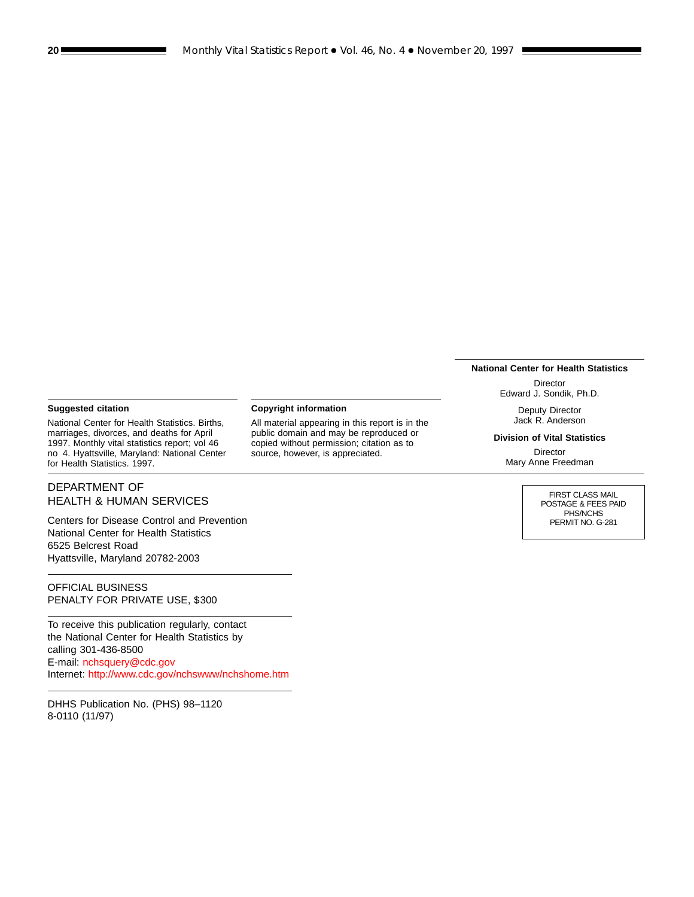**National Center for Health Statistics**

Director
Edward J. Sondik, Ph.D.

Deputy Director
Jack R. Anderson

**Division of Vital Statistics**

Director
Mary Anne Freedman

**Suggested citation**

National Center for Health Statistics. Births, marriages, divorces, and deaths for April 1997. Monthly vital statistics report; vol 46 no 4. Hyattsville, Maryland: National Center for Health Statistics. 1997.

**Copyright information**

All material appearing in this report is in the public domain and may be reproduced or copied without permission; citation as to source, however, is appreciated.

DEPARTMENT OF
HEALTH & HUMAN SERVICES

Centers for Disease Control and Prevention
National Center for Health Statistics
6525 Belcrest Road
Hyattsville, Maryland 20782-2003

FIRST CLASS MAIL
POSTAGE & FEES PAID
PHS/NCHS
PERMIT NO. G-281

OFFICIAL BUSINESS
PENALTY FOR PRIVATE USE, $300

To receive this publication regularly, contact the National Center for Health Statistics by calling 301-436-8500
E-mail: nchsquery@cdc.gov
Internet: http://www.cdc.gov/nchswww/nchshome.htm

DHHS Publication No. (PHS) 98–1120
8-0110 (11/97)